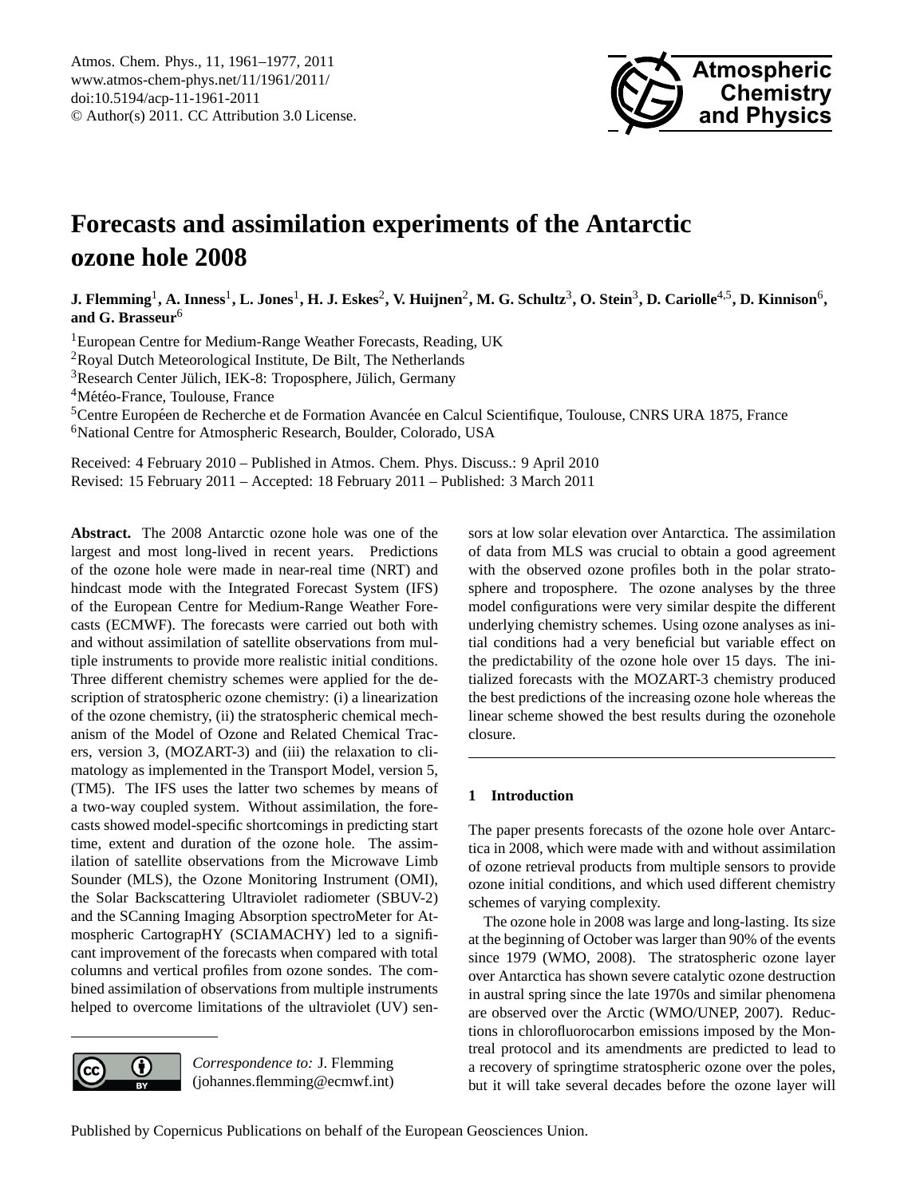# Forecasts and assimilation experiments of the Antarctic ozone hole 2008

**J. Flemming[1], A. Inness[1], L. Jones[1], H. J. Eskes[2], V. Huijnen[2], M. G. Schultz[3], O. Stein[3], D. Cariolle[4,5], D. Kinnison[6], and G. Brasseur[6]**

[1]European Centre for Medium-Range Weather Forecasts, Reading, UK
[2]Royal Dutch Meteorological Institute, De Bilt, The Netherlands
[3]Research Center Jülich, IEK-8: Troposphere, Jülich, Germany
[4]Météo-France, Toulouse, France
[5]Centre Européen de Recherche et de Formation Avancée en Calcul Scientifique, Toulouse, CNRS URA 1875, France
[6]National Centre for Atmospheric Research, Boulder, Colorado, USA

Received: 4 February 2010 – Published in Atmos. Chem. Phys. Discuss.: 9 April 2010
Revised: 15 February 2011 – Accepted: 18 February 2011 – Published: 3 March 2011

**Abstract.** The 2008 Antarctic ozone hole was one of the largest and most long-lived in recent years. Predictions of the ozone hole were made in near-real time (NRT) and hindcast mode with the Integrated Forecast System (IFS) of the European Centre for Medium-Range Weather Forecasts (ECMWF). The forecasts were carried out both with and without assimilation of satellite observations from multiple instruments to provide more realistic initial conditions. Three different chemistry schemes were applied for the description of stratospheric ozone chemistry: (i) a linearization of the ozone chemistry, (ii) the stratospheric chemical mechanism of the Model of Ozone and Related Chemical Tracers, version 3, (MOZART-3) and (iii) the relaxation to climatology as implemented in the Transport Model, version 5, (TM5). The IFS uses the latter two schemes by means of a two-way coupled system. Without assimilation, the forecasts showed model-specific shortcomings in predicting start time, extent and duration of the ozone hole. The assimilation of satellite observations from the Microwave Limb Sounder (MLS), the Ozone Monitoring Instrument (OMI), the Solar Backscattering Ultraviolet radiometer (SBUV-2) and the SCanning Imaging Absorption spectroMeter for Atmospheric CartograpHY (SCIAMACHY) led to a significant improvement of the forecasts when compared with total columns and vertical profiles from ozone sondes. The combined assimilation of observations from multiple instruments helped to overcome limitations of the ultraviolet (UV) sensors at low solar elevation over Antarctica. The assimilation of data from MLS was crucial to obtain a good agreement with the observed ozone profiles both in the polar stratosphere and troposphere. The ozone analyses by the three model configurations were very similar despite the different underlying chemistry schemes. Using ozone analyses as initial conditions had a very beneficial but variable effect on the predictability of the ozone hole over 15 days. The initialized forecasts with the MOZART-3 chemistry produced the best predictions of the increasing ozone hole whereas the linear scheme showed the best results during the ozonehole closure.

*Correspondence to:* J. Flemming (johannes.flemming@ecmwf.int)

## 1 Introduction

The paper presents forecasts of the ozone hole over Antarctica in 2008, which were made with and without assimilation of ozone retrieval products from multiple sensors to provide ozone initial conditions, and which used different chemistry schemes of varying complexity.

The ozone hole in 2008 was large and long-lasting. Its size at the beginning of October was larger than 90% of the events since 1979 (WMO, 2008). The stratospheric ozone layer over Antarctica has shown severe catalytic ozone destruction in austral spring since the late 1970s and similar phenomena are observed over the Arctic (WMO/UNEP, 2007). Reductions in chlorofluorocarbon emissions imposed by the Montreal protocol and its amendments are predicted to lead to a recovery of springtime stratospheric ozone over the poles, but it will take several decades before the ozone layer will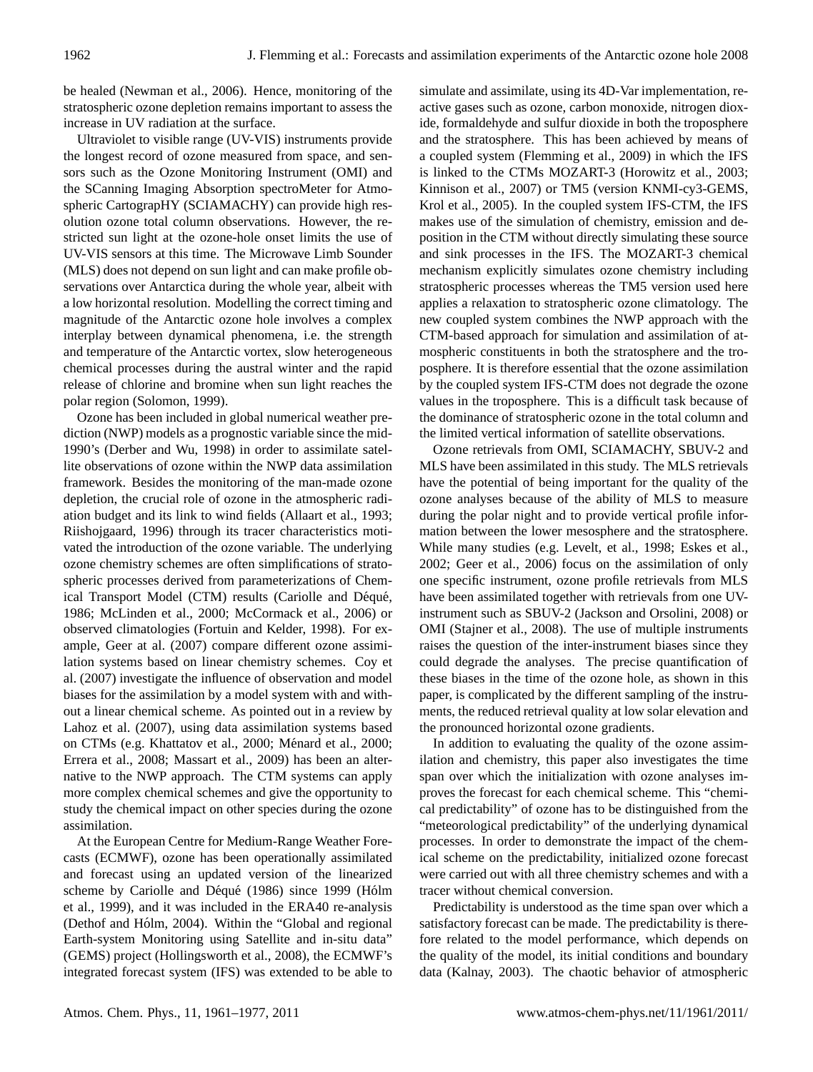be healed (Newman et al., 2006). Hence, monitoring of the stratospheric ozone depletion remains important to assess the increase in UV radiation at the surface.

Ultraviolet to visible range (UV-VIS) instruments provide the longest record of ozone measured from space, and sensors such as the Ozone Monitoring Instrument (OMI) and the SCanning Imaging Absorption spectroMeter for Atmospheric CartograpHY (SCIAMACHY) can provide high resolution ozone total column observations. However, the restricted sun light at the ozone-hole onset limits the use of UV-VIS sensors at this time. The Microwave Limb Sounder (MLS) does not depend on sun light and can make profile observations over Antarctica during the whole year, albeit with a low horizontal resolution. Modelling the correct timing and magnitude of the Antarctic ozone hole involves a complex interplay between dynamical phenomena, i.e. the strength and temperature of the Antarctic vortex, slow heterogeneous chemical processes during the austral winter and the rapid release of chlorine and bromine when sun light reaches the polar region (Solomon, 1999).

Ozone has been included in global numerical weather prediction (NWP) models as a prognostic variable since the mid-1990's (Derber and Wu, 1998) in order to assimilate satellite observations of ozone within the NWP data assimilation framework. Besides the monitoring of the man-made ozone depletion, the crucial role of ozone in the atmospheric radiation budget and its link to wind fields (Allaart et al., 1993; Riishojgaard, 1996) through its tracer characteristics motivated the introduction of the ozone variable. The underlying ozone chemistry schemes are often simplifications of stratospheric processes derived from parameterizations of Chemical Transport Model (CTM) results (Cariolle and Déqué, 1986; McLinden et al., 2000; McCormack et al., 2006) or observed climatologies (Fortuin and Kelder, 1998). For example, Geer at al. (2007) compare different ozone assimilation systems based on linear chemistry schemes. Coy et al. (2007) investigate the influence of observation and model biases for the assimilation by a model system with and without a linear chemical scheme. As pointed out in a review by Lahoz et al. (2007), using data assimilation systems based on CTMs (e.g. Khattatov et al., 2000; Ménard et al., 2000; Errera et al., 2008; Massart et al., 2009) has been an alternative to the NWP approach. The CTM systems can apply more complex chemical schemes and give the opportunity to study the chemical impact on other species during the ozone assimilation.

At the European Centre for Medium-Range Weather Forecasts (ECMWF), ozone has been operationally assimilated and forecast using an updated version of the linearized scheme by Cariolle and Déqué (1986) since 1999 (Hólm et al., 1999), and it was included in the ERA40 re-analysis (Dethof and Hólm, 2004). Within the "Global and regional Earth-system Monitoring using Satellite and in-situ data" (GEMS) project (Hollingsworth et al., 2008), the ECMWF's integrated forecast system (IFS) was extended to be able to simulate and assimilate, using its 4D-Var implementation, reactive gases such as ozone, carbon monoxide, nitrogen dioxide, formaldehyde and sulfur dioxide in both the troposphere and the stratosphere. This has been achieved by means of a coupled system (Flemming et al., 2009) in which the IFS is linked to the CTMs MOZART-3 (Horowitz et al., 2003; Kinnison et al., 2007) or TM5 (version KNMI-cy3-GEMS, Krol et al., 2005). In the coupled system IFS-CTM, the IFS makes use of the simulation of chemistry, emission and deposition in the CTM without directly simulating these source and sink processes in the IFS. The MOZART-3 chemical mechanism explicitly simulates ozone chemistry including stratospheric processes whereas the TM5 version used here applies a relaxation to stratospheric ozone climatology. The new coupled system combines the NWP approach with the CTM-based approach for simulation and assimilation of atmospheric constituents in both the stratosphere and the troposphere. It is therefore essential that the ozone assimilation by the coupled system IFS-CTM does not degrade the ozone values in the troposphere. This is a difficult task because of the dominance of stratospheric ozone in the total column and the limited vertical information of satellite observations.

Ozone retrievals from OMI, SCIAMACHY, SBUV-2 and MLS have been assimilated in this study. The MLS retrievals have the potential of being important for the quality of the ozone analyses because of the ability of MLS to measure during the polar night and to provide vertical profile information between the lower mesosphere and the stratosphere. While many studies (e.g. Levelt, et al., 1998; Eskes et al., 2002; Geer et al., 2006) focus on the assimilation of only one specific instrument, ozone profile retrievals from MLS have been assimilated together with retrievals from one UV-instrument such as SBUV-2 (Jackson and Orsolini, 2008) or OMI (Stajner et al., 2008). The use of multiple instruments raises the question of the inter-instrument biases since they could degrade the analyses. The precise quantification of these biases in the time of the ozone hole, as shown in this paper, is complicated by the different sampling of the instruments, the reduced retrieval quality at low solar elevation and the pronounced horizontal ozone gradients.

In addition to evaluating the quality of the ozone assimilation and chemistry, this paper also investigates the time span over which the initialization with ozone analyses improves the forecast for each chemical scheme. This "chemical predictability" of ozone has to be distinguished from the "meteorological predictability" of the underlying dynamical processes. In order to demonstrate the impact of the chemical scheme on the predictability, initialized ozone forecast were carried out with all three chemistry schemes and with a tracer without chemical conversion.

Predictability is understood as the time span over which a satisfactory forecast can be made. The predictability is therefore related to the model performance, which depends on the quality of the model, its initial conditions and boundary data (Kalnay, 2003). The chaotic behavior of atmospheric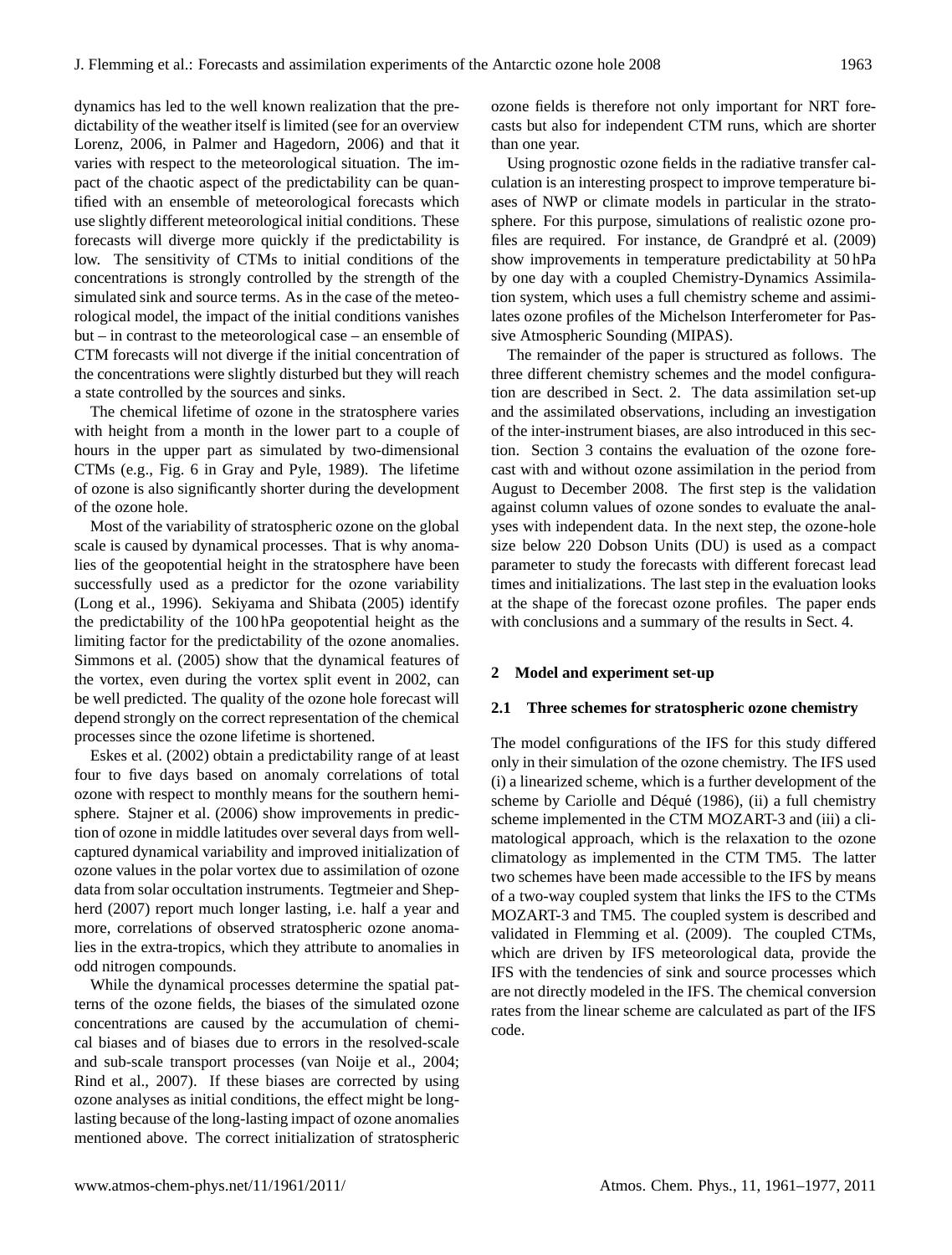dynamics has led to the well known realization that the predictability of the weather itself is limited (see for an overview Lorenz, 2006, in Palmer and Hagedorn, 2006) and that it varies with respect to the meteorological situation. The impact of the chaotic aspect of the predictability can be quantified with an ensemble of meteorological forecasts which use slightly different meteorological initial conditions. These forecasts will diverge more quickly if the predictability is low. The sensitivity of CTMs to initial conditions of the concentrations is strongly controlled by the strength of the simulated sink and source terms. As in the case of the meteorological model, the impact of the initial conditions vanishes but – in contrast to the meteorological case – an ensemble of CTM forecasts will not diverge if the initial concentration of the concentrations were slightly disturbed but they will reach a state controlled by the sources and sinks.

The chemical lifetime of ozone in the stratosphere varies with height from a month in the lower part to a couple of hours in the upper part as simulated by two-dimensional CTMs (e.g., Fig. 6 in Gray and Pyle, 1989). The lifetime of ozone is also significantly shorter during the development of the ozone hole.

Most of the variability of stratospheric ozone on the global scale is caused by dynamical processes. That is why anomalies of the geopotential height in the stratosphere have been successfully used as a predictor for the ozone variability (Long et al., 1996). Sekiyama and Shibata (2005) identify the predictability of the 100 hPa geopotential height as the limiting factor for the predictability of the ozone anomalies. Simmons et al. (2005) show that the dynamical features of the vortex, even during the vortex split event in 2002, can be well predicted. The quality of the ozone hole forecast will depend strongly on the correct representation of the chemical processes since the ozone lifetime is shortened.

Eskes et al. (2002) obtain a predictability range of at least four to five days based on anomaly correlations of total ozone with respect to monthly means for the southern hemisphere. Stajner et al. (2006) show improvements in prediction of ozone in middle latitudes over several days from well-captured dynamical variability and improved initialization of ozone values in the polar vortex due to assimilation of ozone data from solar occultation instruments. Tegtmeier and Shepherd (2007) report much longer lasting, i.e. half a year and more, correlations of observed stratospheric ozone anomalies in the extra-tropics, which they attribute to anomalies in odd nitrogen compounds.

While the dynamical processes determine the spatial patterns of the ozone fields, the biases of the simulated ozone concentrations are caused by the accumulation of chemical biases and of biases due to errors in the resolved-scale and sub-scale transport processes (van Noije et al., 2004; Rind et al., 2007). If these biases are corrected by using ozone analyses as initial conditions, the effect might be long-lasting because of the long-lasting impact of ozone anomalies mentioned above. The correct initialization of stratospheric ozone fields is therefore not only important for NRT forecasts but also for independent CTM runs, which are shorter than one year.

Using prognostic ozone fields in the radiative transfer calculation is an interesting prospect to improve temperature biases of NWP or climate models in particular in the stratosphere. For this purpose, simulations of realistic ozone profiles are required. For instance, de Grandpré et al. (2009) show improvements in temperature predictability at 50 hPa by one day with a coupled Chemistry-Dynamics Assimilation system, which uses a full chemistry scheme and assimilates ozone profiles of the Michelson Interferometer for Passive Atmospheric Sounding (MIPAS).

The remainder of the paper is structured as follows. The three different chemistry schemes and the model configuration are described in Sect. 2. The data assimilation set-up and the assimilated observations, including an investigation of the inter-instrument biases, are also introduced in this section. Section 3 contains the evaluation of the ozone forecast with and without ozone assimilation in the period from August to December 2008. The first step is the validation against column values of ozone sondes to evaluate the analyses with independent data. In the next step, the ozone-hole size below 220 Dobson Units (DU) is used as a compact parameter to study the forecasts with different forecast lead times and initializations. The last step in the evaluation looks at the shape of the forecast ozone profiles. The paper ends with conclusions and a summary of the results in Sect. 4.

## 2 Model and experiment set-up

### 2.1 Three schemes for stratospheric ozone chemistry

The model configurations of the IFS for this study differed only in their simulation of the ozone chemistry. The IFS used (i) a linearized scheme, which is a further development of the scheme by Cariolle and Déqué (1986), (ii) a full chemistry scheme implemented in the CTM MOZART-3 and (iii) a climatological approach, which is the relaxation to the ozone climatology as implemented in the CTM TM5. The latter two schemes have been made accessible to the IFS by means of a two-way coupled system that links the IFS to the CTMs MOZART-3 and TM5. The coupled system is described and validated in Flemming et al. (2009). The coupled CTMs, which are driven by IFS meteorological data, provide the IFS with the tendencies of sink and source processes which are not directly modeled in the IFS. The chemical conversion rates from the linear scheme are calculated as part of the IFS code.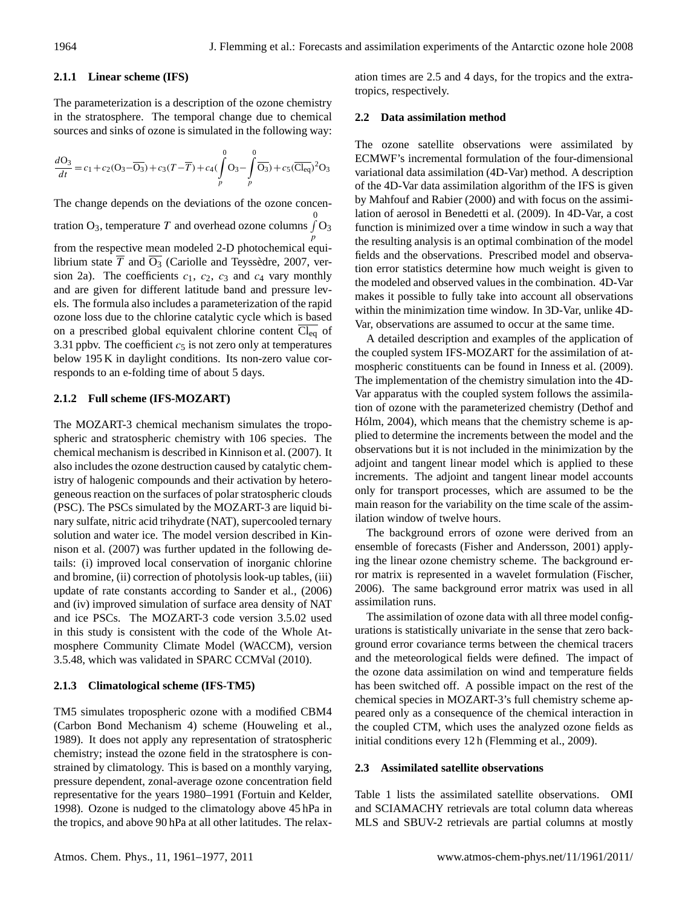### 2.1.1 Linear scheme (IFS)

The parameterization is a description of the ozone chemistry in the stratosphere. The temporal change due to chemical sources and sinks of ozone is simulated in the following way:

$$\frac{dO_3}{dt} = c_1 + c_2(O_3 - \overline{O_3}) + c_3(T - \overline{T}) + c_4\left(\int_p^0 O_3 - \int_p^0 \overline{O_3}\right) + c_5(\overline{Cl_{eq}})^2 O_3$$

The change depends on the deviations of the ozone concentration $O_3$, temperature $T$ and overhead ozone columns $\int_p^0 O_3$ from the respective mean modeled 2-D photochemical equilibrium state $\overline{T}$ and $\overline{O_3}$ (Cariolle and Teyssèdre, 2007, version 2a). The coefficients $c_1$, $c_2$, $c_3$ and $c_4$ vary monthly and are given for different latitude band and pressure levels. The formula also includes a parameterization of the rapid ozone loss due to the chlorine catalytic cycle which is based on a prescribed global equivalent chlorine content $\overline{Cl_{eq}}$ of 3.31 ppbv. The coefficient $c_5$ is not zero only at temperatures below 195 K in daylight conditions. Its non-zero value corresponds to an e-folding time of about 5 days.

### 2.1.2 Full scheme (IFS-MOZART)

The MOZART-3 chemical mechanism simulates the tropospheric and stratospheric chemistry with 106 species. The chemical mechanism is described in Kinnison et al. (2007). It also includes the ozone destruction caused by catalytic chemistry of halogenic compounds and their activation by heterogeneous reaction on the surfaces of polar stratospheric clouds (PSC). The PSCs simulated by the MOZART-3 are liquid binary sulfate, nitric acid trihydrate (NAT), supercooled ternary solution and water ice. The model version described in Kinnison et al. (2007) was further updated in the following details: (i) improved local conservation of inorganic chlorine and bromine, (ii) correction of photolysis look-up tables, (iii) update of rate constants according to Sander et al., (2006) and (iv) improved simulation of surface area density of NAT and ice PSCs. The MOZART-3 code version 3.5.02 used in this study is consistent with the code of the Whole Atmosphere Community Climate Model (WACCM), version 3.5.48, which was validated in SPARC CCMVal (2010).

### 2.1.3 Climatological scheme (IFS-TM5)

TM5 simulates tropospheric ozone with a modified CBM4 (Carbon Bond Mechanism 4) scheme (Houweling et al., 1989). It does not apply any representation of stratospheric chemistry; instead the ozone field in the stratosphere is constrained by climatology. This is based on a monthly varying, pressure dependent, zonal-average ozone concentration field representative for the years 1980–1991 (Fortuin and Kelder, 1998). Ozone is nudged to the climatology above 45 hPa in the tropics, and above 90 hPa at all other latitudes. The relaxation times are 2.5 and 4 days, for the tropics and the extratropics, respectively.

## 2.2 Data assimilation method

The ozone satellite observations were assimilated by ECMWF's incremental formulation of the four-dimensional variational data assimilation (4D-Var) method. A description of the 4D-Var data assimilation algorithm of the IFS is given by Mahfouf and Rabier (2000) and with focus on the assimilation of aerosol in Benedetti et al. (2009). In 4D-Var, a cost function is minimized over a time window in such a way that the resulting analysis is an optimal combination of the model fields and the observations. Prescribed model and observation error statistics determine how much weight is given to the modeled and observed values in the combination. 4D-Var makes it possible to fully take into account all observations within the minimization time window. In 3D-Var, unlike 4D-Var, observations are assumed to occur at the same time.

A detailed description and examples of the application of the coupled system IFS-MOZART for the assimilation of atmospheric constituents can be found in Inness et al. (2009). The implementation of the chemistry simulation into the 4D-Var apparatus with the coupled system follows the assimilation of ozone with the parameterized chemistry (Dethof and Hólm, 2004), which means that the chemistry scheme is applied to determine the increments between the model and the observations but it is not included in the minimization by the adjoint and tangent linear model which is applied to these increments. The adjoint and tangent linear model accounts only for transport processes, which are assumed to be the main reason for the variability on the time scale of the assimilation window of twelve hours.

The background errors of ozone were derived from an ensemble of forecasts (Fisher and Andersson, 2001) applying the linear ozone chemistry scheme. The background error matrix is represented in a wavelet formulation (Fischer, 2006). The same background error matrix was used in all assimilation runs.

The assimilation of ozone data with all three model configurations is statistically univariate in the sense that zero background error covariance terms between the chemical tracers and the meteorological fields were defined. The impact of the ozone data assimilation on wind and temperature fields has been switched off. A possible impact on the rest of the chemical species in MOZART-3's full chemistry scheme appeared only as a consequence of the chemical interaction in the coupled CTM, which uses the analyzed ozone fields as initial conditions every 12 h (Flemming et al., 2009).

## 2.3 Assimilated satellite observations

Table 1 lists the assimilated satellite observations. OMI and SCIAMACHY retrievals are total column data whereas MLS and SBUV-2 retrievals are partial columns at mostly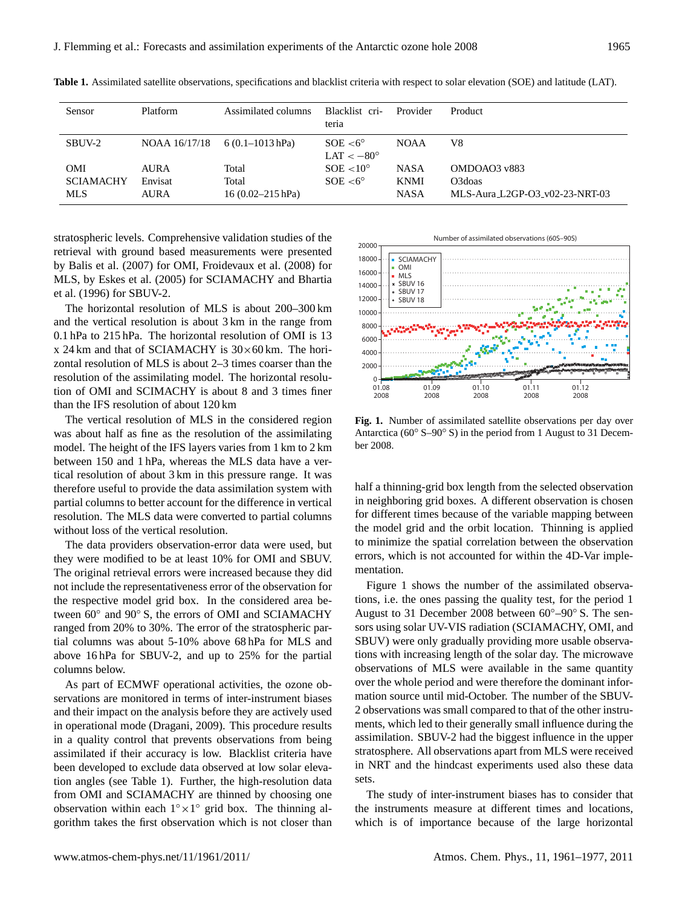**Table 1.** Assimilated satellite observations, specifications and blacklist criteria with respect to solar elevation (SOE) and latitude (LAT).

| Sensor | Platform | Assimilated columns | Blacklist criteria | Provider | Product |
|---|---|---|---|---|---|
| SBUV-2 | NOAA 16/17/18 | 6 (0.1–1013 hPa) | SOE $<6°$ LAT $<-80°$ | NOAA | V8 |
| OMI | AURA | Total | SOE $<10°$ | NASA | OMDOAO3 v883 |
| SCIAMACHY | Envisat | Total | SOE $<6°$ | KNMI | O3doas |
| MLS | AURA | 16 (0.02–215 hPa) | | NASA | MLS-Aura_L2GP-O3_v02-23-NRT-03 |

stratospheric levels. Comprehensive validation studies of the retrieval with ground based measurements were presented by Balis et al. (2007) for OMI, Froidevaux et al. (2008) for MLS, by Eskes et al. (2005) for SCIAMACHY and Bhartia et al. (1996) for SBUV-2.

The horizontal resolution of MLS is about 200–300 km and the vertical resolution is about 3 km in the range from 0.1 hPa to 215 hPa. The horizontal resolution of OMI is 13 x 24 km and that of SCIAMACHY is $30\times60$ km. The horizontal resolution of MLS is about 2–3 times coarser than the resolution of the assimilating model. The horizontal resolution of OMI and SCIMACHY is about 8 and 3 times finer than the IFS resolution of about 120 km

The vertical resolution of MLS in the considered region was about half as fine as the resolution of the assimilating model. The height of the IFS layers varies from 1 km to 2 km between 150 and 1 hPa, whereas the MLS data have a vertical resolution of about 3 km in this pressure range. It was therefore useful to provide the data assimilation system with partial columns to better account for the difference in vertical resolution. The MLS data were converted to partial columns without loss of the vertical resolution.

The data providers observation-error data were used, but they were modified to be at least 10% for OMI and SBUV. The original retrieval errors were increased because they did not include the representativeness error of the observation for the respective model grid box. In the considered area between 60° and 90° S, the errors of OMI and SCIAMACHY ranged from 20% to 30%. The error of the stratospheric partial columns was about 5-10% above 68 hPa for MLS and above 16 hPa for SBUV-2, and up to 25% for the partial columns below.

As part of ECMWF operational activities, the ozone observations are monitored in terms of inter-instrument biases and their impact on the analysis before they are actively used in operational mode (Dragani, 2009). This procedure results in a quality control that prevents observations from being assimilated if their accuracy is low. Blacklist criteria have been developed to exclude data observed at low solar elevation angles (see Table 1). Further, the high-resolution data from OMI and SCIAMACHY are thinned by choosing one observation within each $1°\times1°$ grid box. The thinning algorithm takes the first observation which is not closer than half a thinning-grid box length from the selected observation in neighboring grid boxes. A different observation is chosen for different times because of the variable mapping between the model grid and the orbit location. Thinning is applied to minimize the spatial correlation between the observation errors, which is not accounted for within the 4D-Var implementation.

**Fig. 1.** Number of assimilated satellite observations per day over Antarctica (60° S–90° S) in the period from 1 August to 31 December 2008.

Figure 1 shows the number of the assimilated observations, i.e. the ones passing the quality test, for the period 1 August to 31 December 2008 between 60°–90° S. The sensors using solar UV-VIS radiation (SCIAMACHY, OMI, and SBUV) were only gradually providing more usable observations with increasing length of the solar day. The microwave observations of MLS were available in the same quantity over the whole period and were therefore the dominant information source until mid-October. The number of the SBUV-2 observations was small compared to that of the other instruments, which led to their generally small influence during the assimilation. SBUV-2 had the biggest influence in the upper stratosphere. All observations apart from MLS were received in NRT and the hindcast experiments used also these data sets.

The study of inter-instrument biases has to consider that the instruments measure at different times and locations, which is of importance because of the large horizontal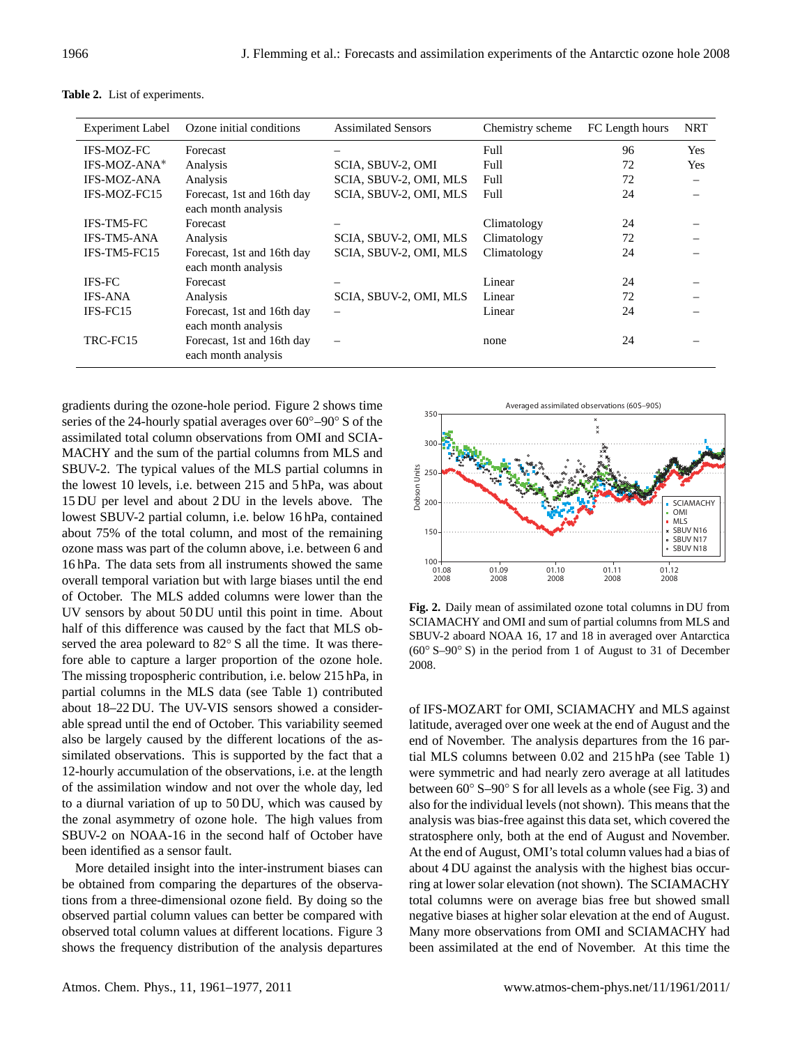**Table 2.** List of experiments.

| Experiment Label | Ozone initial conditions | Assimilated Sensors | Chemistry scheme | FC Length hours | NRT |
|---|---|---|---|---|---|
| IFS-MOZ-FC | Forecast | – | Full | 96 | Yes |
| IFS-MOZ-ANA* | Analysis | SCIA, SBUV-2, OMI | Full | 72 | Yes |
| IFS-MOZ-ANA | Analysis | SCIA, SBUV-2, OMI, MLS | Full | 72 | – |
| IFS-MOZ-FC15 | Forecast, 1st and 16th day each month analysis | SCIA, SBUV-2, OMI, MLS | Full | 24 | – |
| IFS-TM5-FC | Forecast | – | Climatology | 24 | – |
| IFS-TM5-ANA | Analysis | SCIA, SBUV-2, OMI, MLS | Climatology | 72 | – |
| IFS-TM5-FC15 | Forecast, 1st and 16th day each month analysis | SCIA, SBUV-2, OMI, MLS | Climatology | 24 | – |
| IFS-FC | Forecast | – | Linear | 24 | – |
| IFS-ANA | Analysis | SCIA, SBUV-2, OMI, MLS | Linear | 72 | – |
| IFS-FC15 | Forecast, 1st and 16th day each month analysis | – | Linear | 24 | – |
| TRC-FC15 | Forecast, 1st and 16th day each month analysis | – | none | 24 | – |

gradients during the ozone-hole period. Figure 2 shows time series of the 24-hourly spatial averages over 60°–90° S of the assimilated total column observations from OMI and SCIAMACHY and the sum of the partial columns from MLS and SBUV-2. The typical values of the MLS partial columns in the lowest 10 levels, i.e. between 215 and 5 hPa, was about 15 DU per level and about 2 DU in the levels above. The lowest SBUV-2 partial column, i.e. below 16 hPa, contained about 75% of the total column, and most of the remaining ozone mass was part of the column above, i.e. between 6 and 16 hPa. The data sets from all instruments showed the same overall temporal variation but with large biases until the end of October. The MLS added columns were lower than the UV sensors by about 50 DU until this point in time. About half of this difference was caused by the fact that MLS observed the area poleward to 82° S all the time. It was therefore able to capture a larger proportion of the ozone hole. The missing tropospheric contribution, i.e. below 215 hPa, in partial columns in the MLS data (see Table 1) contributed about 18–22 DU. The UV-VIS sensors showed a considerable spread until the end of October. This variability seemed also be largely caused by the different locations of the assimilated observations. This is supported by the fact that a 12-hourly accumulation of the observations, i.e. at the length of the assimilation window and not over the whole day, led to a diurnal variation of up to 50 DU, which was caused by the zonal asymmetry of ozone hole. The high values from SBUV-2 on NOAA-16 in the second half of October have been identified as a sensor fault.

More detailed insight into the inter-instrument biases can be obtained from comparing the departures of the observations from a three-dimensional ozone field. By doing so the observed partial column values can better be compared with observed total column values at different locations. Figure 3 shows the frequency distribution of the analysis departures

**Fig. 2.** Daily mean of assimilated ozone total columns in DU from SCIAMACHY and OMI and sum of partial columns from MLS and SBUV-2 aboard NOAA 16, 17 and 18 in averaged over Antarctica (60° S–90° S) in the period from 1 of August to 31 of December 2008.

of IFS-MOZART for OMI, SCIAMACHY and MLS against latitude, averaged over one week at the end of August and the end of November. The analysis departures from the 16 partial MLS columns between 0.02 and 215 hPa (see Table 1) were symmetric and had nearly zero average at all latitudes between 60° S–90° S for all levels as a whole (see Fig. 3) and also for the individual levels (not shown). This means that the analysis was bias-free against this data set, which covered the stratosphere only, both at the end of August and November. At the end of August, OMI's total column values had a bias of about 4 DU against the analysis with the highest bias occurring at lower solar elevation (not shown). The SCIAMACHY total columns were on average bias free but showed small negative biases at higher solar elevation at the end of August. Many more observations from OMI and SCIAMACHY had been assimilated at the end of November. At this time the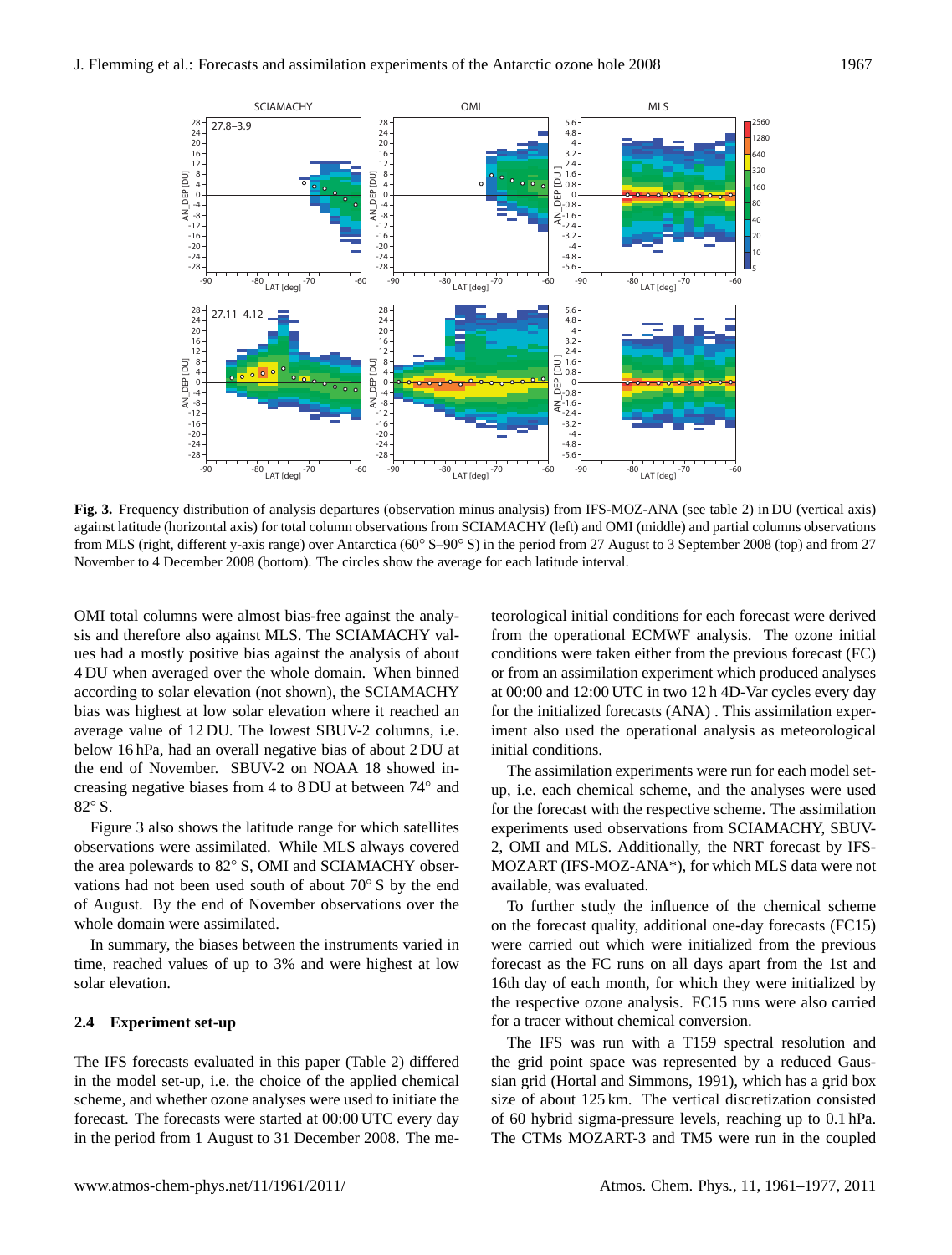**Fig. 3.** Frequency distribution of analysis departures (observation minus analysis) from IFS-MOZ-ANA (see table 2) in DU (vertical axis) against latitude (horizontal axis) for total column observations from SCIAMACHY (left) and OMI (middle) and partial columns observations from MLS (right, different y-axis range) over Antarctica (60° S–90° S) in the period from 27 August to 3 September 2008 (top) and from 27 November to 4 December 2008 (bottom). The circles show the average for each latitude interval.

OMI total columns were almost bias-free against the analysis and therefore also against MLS. The SCIAMACHY values had a mostly positive bias against the analysis of about 4 DU when averaged over the whole domain. When binned according to solar elevation (not shown), the SCIAMACHY bias was highest at low solar elevation where it reached an average value of 12 DU. The lowest SBUV-2 columns, i.e. below 16 hPa, had an overall negative bias of about 2 DU at the end of November. SBUV-2 on NOAA 18 showed increasing negative biases from 4 to 8 DU at between 74° and 82° S.

Figure 3 also shows the latitude range for which satellites observations were assimilated. While MLS always covered the area polewards to 82° S, OMI and SCIAMACHY observations had not been used south of about 70° S by the end of August. By the end of November observations over the whole domain were assimilated.

In summary, the biases between the instruments varied in time, reached values of up to 3% and were highest at low solar elevation.

### 2.4 Experiment set-up

The IFS forecasts evaluated in this paper (Table 2) differed in the model set-up, i.e. the choice of the applied chemical scheme, and whether ozone analyses were used to initiate the forecast. The forecasts were started at 00:00 UTC every day in the period from 1 August to 31 December 2008. The meteorological initial conditions for each forecast were derived from the operational ECMWF analysis. The ozone initial conditions were taken either from the previous forecast (FC) or from an assimilation experiment which produced analyses at 00:00 and 12:00 UTC in two 12 h 4D-Var cycles every day for the initialized forecasts (ANA) . This assimilation experiment also used the operational analysis as meteorological initial conditions.

The assimilation experiments were run for each model setup, i.e. each chemical scheme, and the analyses were used for the forecast with the respective scheme. The assimilation experiments used observations from SCIAMACHY, SBUV-2, OMI and MLS. Additionally, the NRT forecast by IFS-MOZART (IFS-MOZ-ANA*), for which MLS data were not available, was evaluated.

To further study the influence of the chemical scheme on the forecast quality, additional one-day forecasts (FC15) were carried out which were initialized from the previous forecast as the FC runs on all days apart from the 1st and 16th day of each month, for which they were initialized by the respective ozone analysis. FC15 runs were also carried for a tracer without chemical conversion.

The IFS was run with a T159 spectral resolution and the grid point space was represented by a reduced Gaussian grid (Hortal and Simmons, 1991), which has a grid box size of about 125 km. The vertical discretization consisted of 60 hybrid sigma-pressure levels, reaching up to 0.1 hPa. The CTMs MOZART-3 and TM5 were run in the coupled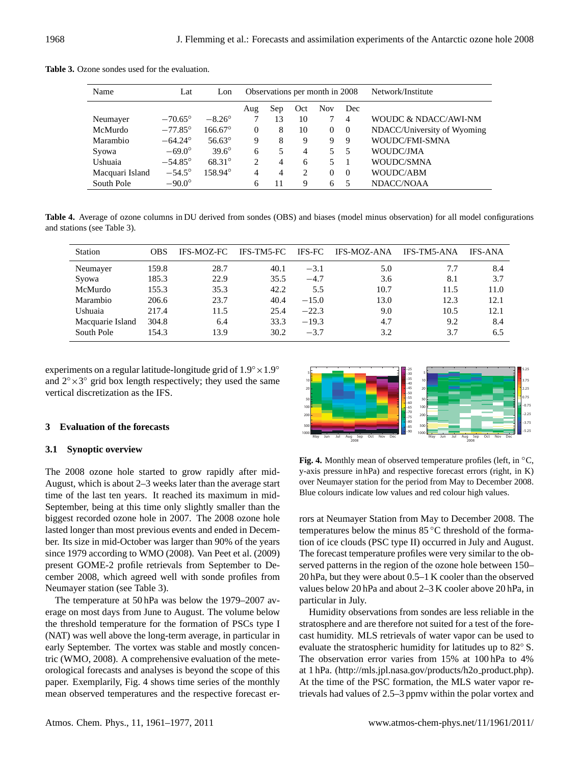**Table 3.** Ozone sondes used for the evaluation.

| Name | Lat | Lon | Observations per month in 2008 | | | | | Network/Institute |
|---|---|---|---|---|---|---|---|---|
| | | | Aug | Sep | Oct | Nov | Dec | |
| Neumayer | −70.65° | −8.26° | 7 | 13 | 10 | 7 | 4 | WOUDC & NDACC/AWI-NM |
| McMurdo | −77.85° | 166.67° | 0 | 8 | 10 | 0 | 0 | NDACC/University of Wyoming |
| Marambio | −64.24° | 56.63° | 9 | 8 | 9 | 9 | 9 | WOUDC/FMI-SMNA |
| Syowa | −69.0° | 39.6° | 6 | 5 | 4 | 5 | 5 | WOUDC/JMA |
| Ushuaia | −54.85° | 68.31° | 2 | 4 | 6 | 5 | 1 | WOUDC/SMNA |
| Macquari Island | −54.5° | 158.94° | 4 | 4 | 2 | 0 | 0 | WOUDC/ABM |
| South Pole | −90.0° | | 6 | 11 | 9 | 6 | 5 | NDACC/NOAA |

**Table 4.** Average of ozone columns in DU derived from sondes (OBS) and biases (model minus observation) for all model configurations and stations (see Table 3).

| Station | OBS | IFS-MOZ-FC | IFS-TM5-FC | IFS-FC | IFS-MOZ-ANA | IFS-TM5-ANA | IFS-ANA |
|---|---|---|---|---|---|---|---|
| Neumayer | 159.8 | 28.7 | 40.1 | −3.1 | 5.0 | 7.7 | 8.4 |
| Syowa | 185.3 | 22.9 | 35.5 | −4.7 | 3.6 | 8.1 | 3.7 |
| McMurdo | 155.3 | 35.3 | 42.2 | 5.5 | 10.7 | 11.5 | 11.0 |
| Marambio | 206.6 | 23.7 | 40.4 | −15.0 | 13.0 | 12.3 | 12.1 |
| Ushuaia | 217.4 | 11.5 | 25.4 | −22.3 | 9.0 | 10.5 | 12.1 |
| Macquarie Island | 304.8 | 6.4 | 33.3 | −19.3 | 4.7 | 9.2 | 8.4 |
| South Pole | 154.3 | 13.9 | 30.2 | −3.7 | 3.2 | 3.7 | 6.5 |

experiments on a regular latitude-longitude grid of 1.9°×1.9° and 2°×3° grid box length respectively; they used the same vertical discretization as the IFS.

## 3 Evaluation of the forecasts

### 3.1 Synoptic overview

The 2008 ozone hole started to grow rapidly after mid-August, which is about 2–3 weeks later than the average start time of the last ten years. It reached its maximum in mid-September, being at this time only slightly smaller than the biggest recorded ozone hole in 2007. The 2008 ozone hole lasted longer than most previous events and ended in December. Its size in mid-October was larger than 90% of the years since 1979 according to WMO (2008). Van Peet et al. (2009) present GOME-2 profile retrievals from September to December 2008, which agreed well with sonde profiles from Neumayer station (see Table 3).

The temperature at 50 hPa was below the 1979–2007 average on most days from June to August. The volume below the threshold temperature for the formation of PSCs type I (NAT) was well above the long-term average, in particular in early September. The vortex was stable and mostly concentric (WMO, 2008). A comprehensive evaluation of the meteorological forecasts and analyses is beyond the scope of this paper. Exemplarily, Fig. 4 shows time series of the monthly mean observed temperatures and the respective forecast errors at Neumayer Station from May to December 2008. The temperatures below the minus 85 °C threshold of the formation of ice clouds (PSC type II) occurred in July and August. The forecast temperature profiles were very similar to the observed patterns in the region of the ozone hole between 150–20 hPa, but they were about 0.5–1 K cooler than the observed values below 20 hPa and about 2–3 K cooler above 20 hPa, in particular in July.

**Fig. 4.** Monthly mean of observed temperature profiles (left, in °C, y-axis pressure in hPa) and respective forecast errors (right, in K) over Neumayer station for the period from May to December 2008. Blue colours indicate low values and red colour high values.

Humidity observations from sondes are less reliable in the stratosphere and are therefore not suited for a test of the forecast humidity. MLS retrievals of water vapor can be used to evaluate the stratospheric humidity for latitudes up to 82° S. The observation error varies from 15% at 100 hPa to 4% at 1 hPa. (http://mls.jpl.nasa.gov/products/h2o_product.php). At the time of the PSC formation, the MLS water vapor retrievals had values of 2.5–3 ppmv within the polar vortex and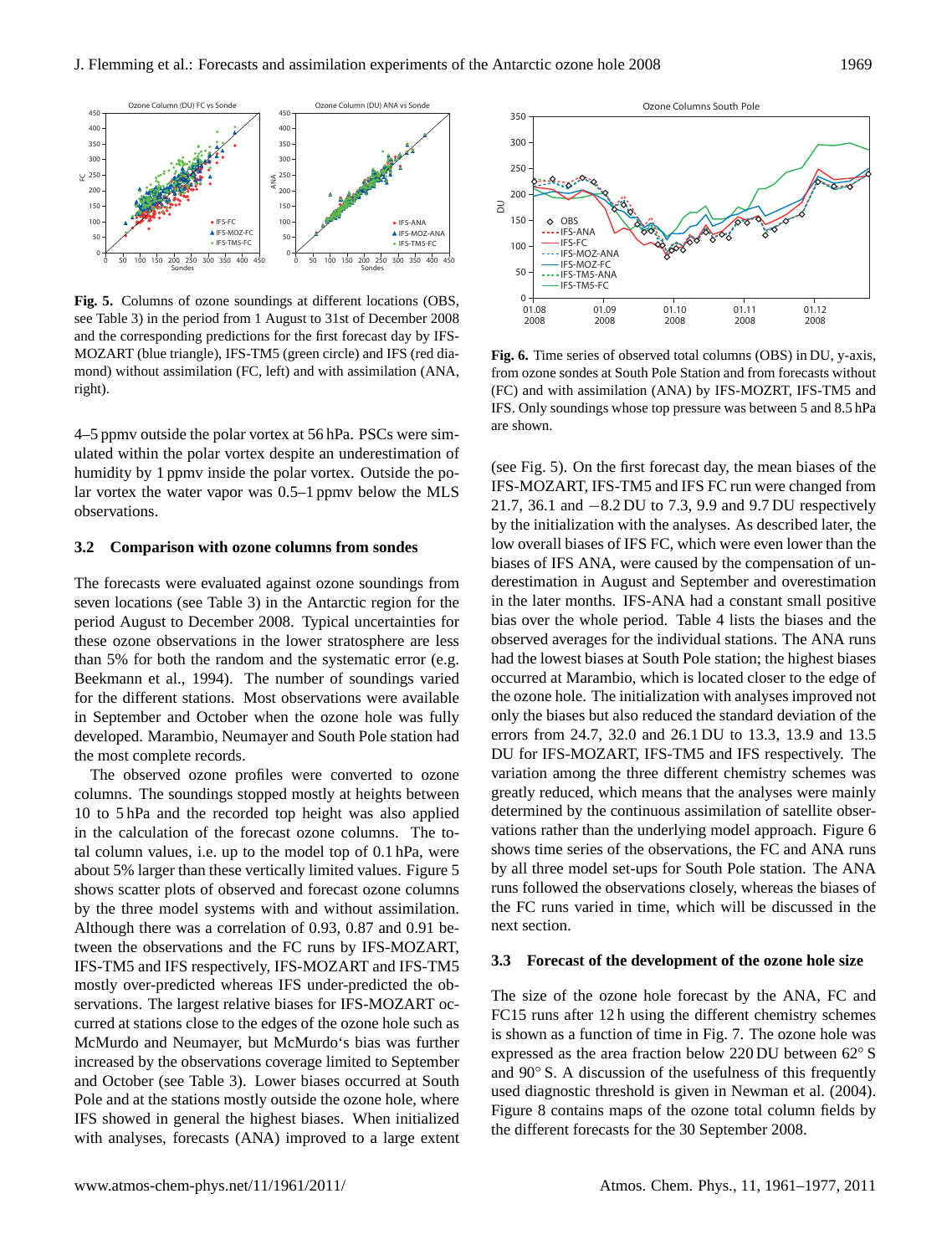**Fig. 5.** Columns of ozone soundings at different locations (OBS, see Table 3) in the period from 1 August to 31st of December 2008 and the corresponding predictions for the first forecast day by IFS-MOZART (blue triangle), IFS-TM5 (green circle) and IFS (red diamond) without assimilation (FC, left) and with assimilation (ANA, right).

4–5 ppmv outside the polar vortex at 56 hPa. PSCs were simulated within the polar vortex despite an underestimation of humidity by 1 ppmv inside the polar vortex. Outside the polar vortex the water vapor was 0.5–1 ppmv below the MLS observations.

### 3.2 Comparison with ozone columns from sondes

The forecasts were evaluated against ozone soundings from seven locations (see Table 3) in the Antarctic region for the period August to December 2008. Typical uncertainties for these ozone observations in the lower stratosphere are less than 5% for both the random and the systematic error (e.g. Beekmann et al., 1994). The number of soundings varied for the different stations. Most observations were available in September and October when the ozone hole was fully developed. Marambio, Neumayer and South Pole station had the most complete records.

The observed ozone profiles were converted to ozone columns. The soundings stopped mostly at heights between 10 to 5 hPa and the recorded top height was also applied in the calculation of the forecast ozone columns. The total column values, i.e. up to the model top of 0.1 hPa, were about 5% larger than these vertically limited values. Figure 5 shows scatter plots of observed and forecast ozone columns by the three model systems with and without assimilation. Although there was a correlation of 0.93, 0.87 and 0.91 between the observations and the FC runs by IFS-MOZART, IFS-TM5 and IFS respectively, IFS-MOZART and IFS-TM5 mostly over-predicted whereas IFS under-predicted the observations. The largest relative biases for IFS-MOZART occurred at stations close to the edges of the ozone hole such as McMurdo and Neumayer, but McMurdo's bias was further increased by the observations coverage limited to September and October (see Table 3). Lower biases occurred at South Pole and at the stations mostly outside the ozone hole, where IFS showed in general the highest biases. When initialized with analyses, forecasts (ANA) improved to a large extent

**Fig. 6.** Time series of observed total columns (OBS) in DU, y-axis, from ozone sondes at South Pole Station and from forecasts without (FC) and with assimilation (ANA) by IFS-MOZRT, IFS-TM5 and IFS. Only soundings whose top pressure was between 5 and 8.5 hPa are shown.

(see Fig. 5). On the first forecast day, the mean biases of the IFS-MOZART, IFS-TM5 and IFS FC run were changed from 21.7, 36.1 and −8.2 DU to 7.3, 9.9 and 9.7 DU respectively by the initialization with the analyses. As described later, the low overall biases of IFS FC, which were even lower than the biases of IFS ANA, were caused by the compensation of underestimation in August and September and overestimation in the later months. IFS-ANA had a constant small positive bias over the whole period. Table 4 lists the biases and the observed averages for the individual stations. The ANA runs had the lowest biases at South Pole station; the highest biases occurred at Marambio, which is located closer to the edge of the ozone hole. The initialization with analyses improved not only the biases but also reduced the standard deviation of the errors from 24.7, 32.0 and 26.1 DU to 13.3, 13.9 and 13.5 DU for IFS-MOZART, IFS-TM5 and IFS respectively. The variation among the three different chemistry schemes was greatly reduced, which means that the analyses were mainly determined by the continuous assimilation of satellite observations rather than the underlying model approach. Figure 6 shows time series of the observations, the FC and ANA runs by all three model set-ups for South Pole station. The ANA runs followed the observations closely, whereas the biases of the FC runs varied in time, which will be discussed in the next section.

### 3.3 Forecast of the development of the ozone hole size

The size of the ozone hole forecast by the ANA, FC and FC15 runs after 12 h using the different chemistry schemes is shown as a function of time in Fig. 7. The ozone hole was expressed as the area fraction below 220 DU between 62° S and 90° S. A discussion of the usefulness of this frequently used diagnostic threshold is given in Newman et al. (2004). Figure 8 contains maps of the ozone total column fields by the different forecasts for the 30 September 2008.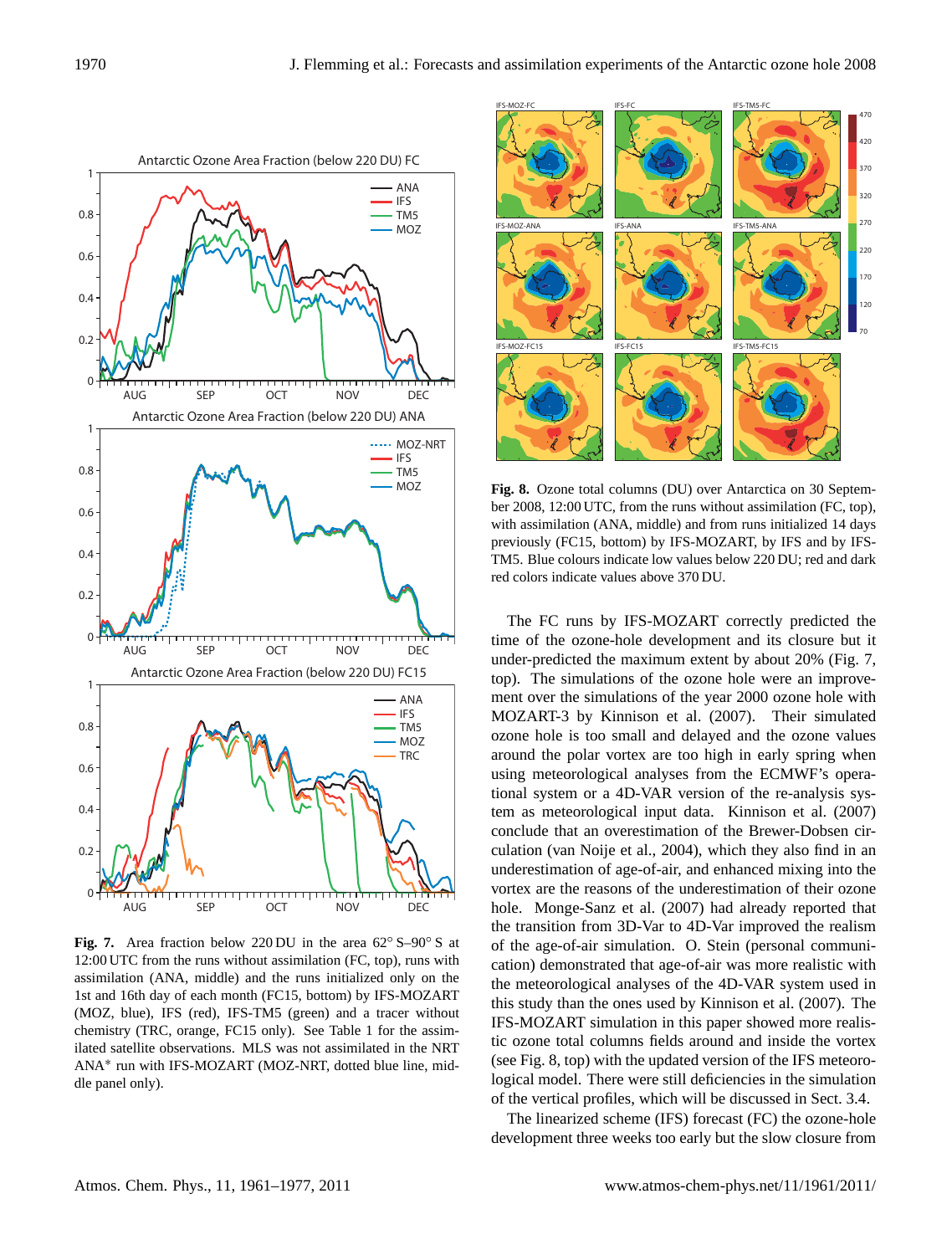**Fig. 7.** Area fraction below 220 DU in the area 62° S–90° S at 12:00 UTC from the runs without assimilation (FC, top), runs with assimilation (ANA, middle) and the runs initialized only on the 1st and 16th day of each month (FC15, bottom) by IFS-MOZART (MOZ, blue), IFS (red), IFS-TM5 (green) and a tracer without chemistry (TRC, orange, FC15 only). See Table 1 for the assimilated satellite observations. MLS was not assimilated in the NRT ANA* run with IFS-MOZART (MOZ-NRT, dotted blue line, middle panel only).

**Fig. 8.** Ozone total columns (DU) over Antarctica on 30 September 2008, 12:00 UTC, from the runs without assimilation (FC, top), with assimilation (ANA, middle) and from runs initialized 14 days previously (FC15, bottom) by IFS-MOZART, by IFS and by IFS-TM5. Blue colours indicate low values below 220 DU; red and dark red colors indicate values above 370 DU.

The FC runs by IFS-MOZART correctly predicted the time of the ozone-hole development and its closure but it under-predicted the maximum extent by about 20% (Fig. 7, top). The simulations of the ozone hole were an improvement over the simulations of the year 2000 ozone hole with MOZART-3 by Kinnison et al. (2007). Their simulated ozone hole is too small and delayed and the ozone values around the polar vortex are too high in early spring when using meteorological analyses from the ECMWF's operational system or a 4D-VAR version of the re-analysis system as meteorological input data. Kinnison et al. (2007) conclude that an overestimation of the Brewer-Dobsen circulation (van Noije et al., 2004), which they also find in an underestimation of age-of-air, and enhanced mixing into the vortex are the reasons of the underestimation of their ozone hole. Monge-Sanz et al. (2007) had already reported that the transition from 3D-Var to 4D-Var improved the realism of the age-of-air simulation. O. Stein (personal communication) demonstrated that age-of-air was more realistic with the meteorological analyses of the 4D-VAR system used in this study than the ones used by Kinnison et al. (2007). The IFS-MOZART simulation in this paper showed more realistic ozone total columns fields around and inside the vortex (see Fig. 8, top) with the updated version of the IFS meteorological model. There were still deficiencies in the simulation of the vertical profiles, which will be discussed in Sect. 3.4.

The linearized scheme (IFS) forecast (FC) the ozone-hole development three weeks too early but the slow closure from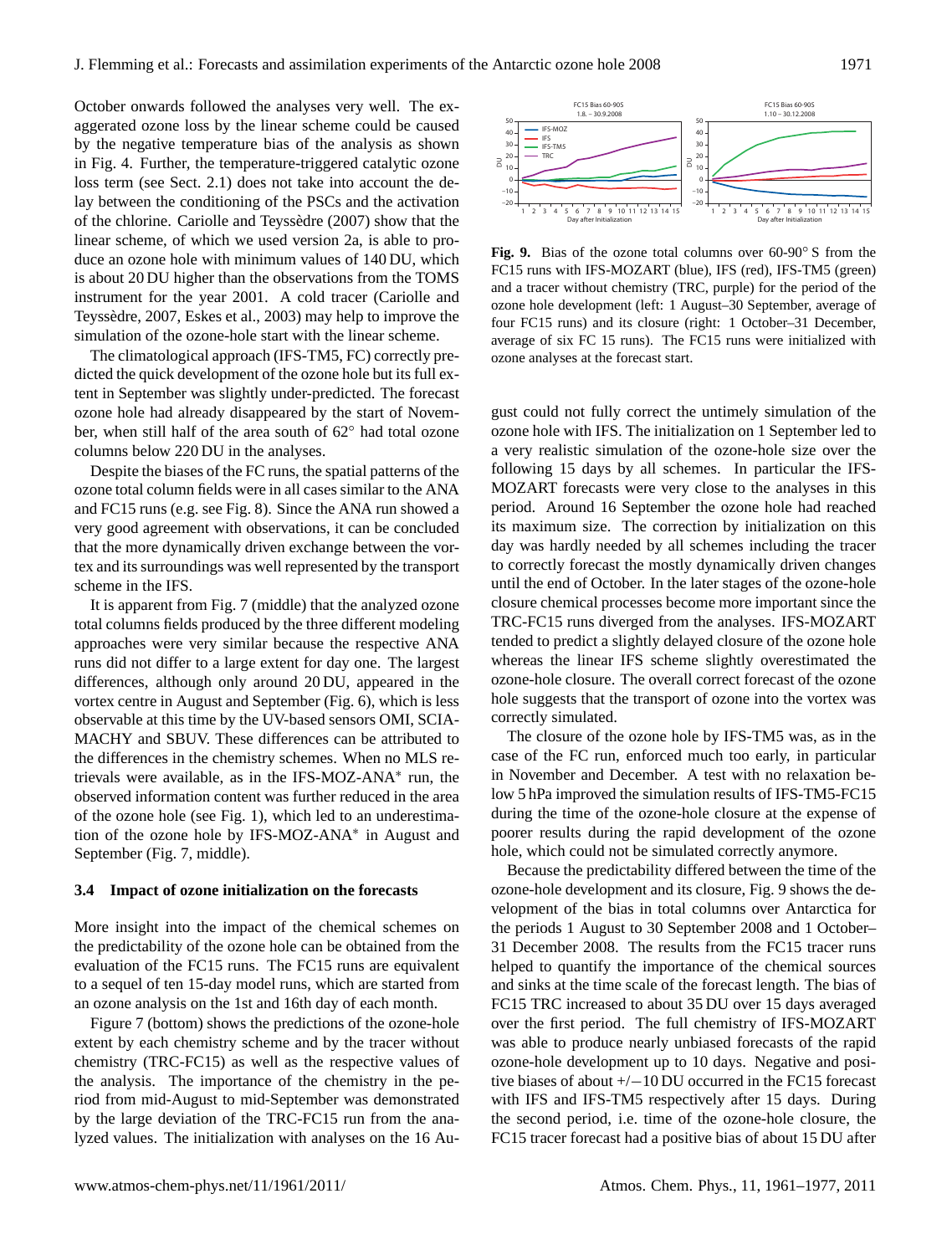October onwards followed the analyses very well. The exaggerated ozone loss by the linear scheme could be caused by the negative temperature bias of the analysis as shown in Fig. 4. Further, the temperature-triggered catalytic ozone loss term (see Sect. 2.1) does not take into account the delay between the conditioning of the PSCs and the activation of the chlorine. Cariolle and Teyssèdre (2007) show that the linear scheme, of which we used version 2a, is able to produce an ozone hole with minimum values of 140 DU, which is about 20 DU higher than the observations from the TOMS instrument for the year 2001. A cold tracer (Cariolle and Teyssèdre, 2007, Eskes et al., 2003) may help to improve the simulation of the ozone-hole start with the linear scheme.

The climatological approach (IFS-TM5, FC) correctly predicted the quick development of the ozone hole but its full extent in September was slightly under-predicted. The forecast ozone hole had already disappeared by the start of November, when still half of the area south of 62° had total ozone columns below 220 DU in the analyses.

Despite the biases of the FC runs, the spatial patterns of the ozone total column fields were in all cases similar to the ANA and FC15 runs (e.g. see Fig. 8). Since the ANA run showed a very good agreement with observations, it can be concluded that the more dynamically driven exchange between the vortex and its surroundings was well represented by the transport scheme in the IFS.

It is apparent from Fig. 7 (middle) that the analyzed ozone total columns fields produced by the three different modeling approaches were very similar because the respective ANA runs did not differ to a large extent for day one. The largest differences, although only around 20 DU, appeared in the vortex centre in August and September (Fig. 6), which is less observable at this time by the UV-based sensors OMI, SCIAMACHY and SBUV. These differences can be attributed to the differences in the chemistry schemes. When no MLS retrievals were available, as in the IFS-MOZ-ANA* run, the observed information content was further reduced in the area of the ozone hole (see Fig. 1), which led to an underestimation of the ozone hole by IFS-MOZ-ANA* in August and September (Fig. 7, middle).

### 3.4 Impact of ozone initialization on the forecasts

More insight into the impact of the chemical schemes on the predictability of the ozone hole can be obtained from the evaluation of the FC15 runs. The FC15 runs are equivalent to a sequel of ten 15-day model runs, which are started from an ozone analysis on the 1st and 16th day of each month.

Figure 7 (bottom) shows the predictions of the ozone-hole extent by each chemistry scheme and by the tracer without chemistry (TRC-FC15) as well as the respective values of the analysis. The importance of the chemistry in the period from mid-August to mid-September was demonstrated by the large deviation of the TRC-FC15 run from the analyzed values. The initialization with analyses on the 16 August could not fully correct the untimely simulation of the ozone hole with IFS. The initialization on 1 September led to a very realistic simulation of the ozone-hole size over the following 15 days by all schemes. In particular the IFS-MOZART forecasts were very close to the analyses in this period. Around 16 September the ozone hole had reached its maximum size. The correction by initialization on this day was hardly needed by all schemes including the tracer to correctly forecast the mostly dynamically driven changes until the end of October. In the later stages of the ozone-hole closure chemical processes become more important since the TRC-FC15 runs diverged from the analyses. IFS-MOZART tended to predict a slightly delayed closure of the ozone hole whereas the linear IFS scheme slightly overestimated the ozone-hole closure. The overall correct forecast of the ozone hole suggests that the transport of ozone into the vortex was correctly simulated.

**Fig. 9.** Bias of the ozone total columns over 60-90° S from the FC15 runs with IFS-MOZART (blue), IFS (red), IFS-TM5 (green) and a tracer without chemistry (TRC, purple) for the period of the ozone hole development (left: 1 August–30 September, average of four FC15 runs) and its closure (right: 1 October–31 December, average of six FC 15 runs). The FC15 runs were initialized with ozone analyses at the forecast start.

The closure of the ozone hole by IFS-TM5 was, as in the case of the FC run, enforced much too early, in particular in November and December. A test with no relaxation below 5 hPa improved the simulation results of IFS-TM5-FC15 during the time of the ozone-hole closure at the expense of poorer results during the rapid development of the ozone hole, which could not be simulated correctly anymore.

Because the predictability differed between the time of the ozone-hole development and its closure, Fig. 9 shows the development of the bias in total columns over Antarctica for the periods 1 August to 30 September 2008 and 1 October–31 December 2008. The results from the FC15 tracer runs helped to quantify the importance of the chemical sources and sinks at the time scale of the forecast length. The bias of FC15 TRC increased to about 35 DU over 15 days averaged over the first period. The full chemistry of IFS-MOZART was able to produce nearly unbiased forecasts of the rapid ozone-hole development up to 10 days. Negative and positive biases of about +/−10 DU occurred in the FC15 forecast with IFS and IFS-TM5 respectively after 15 days. During the second period, i.e. time of the ozone-hole closure, the FC15 tracer forecast had a positive bias of about 15 DU after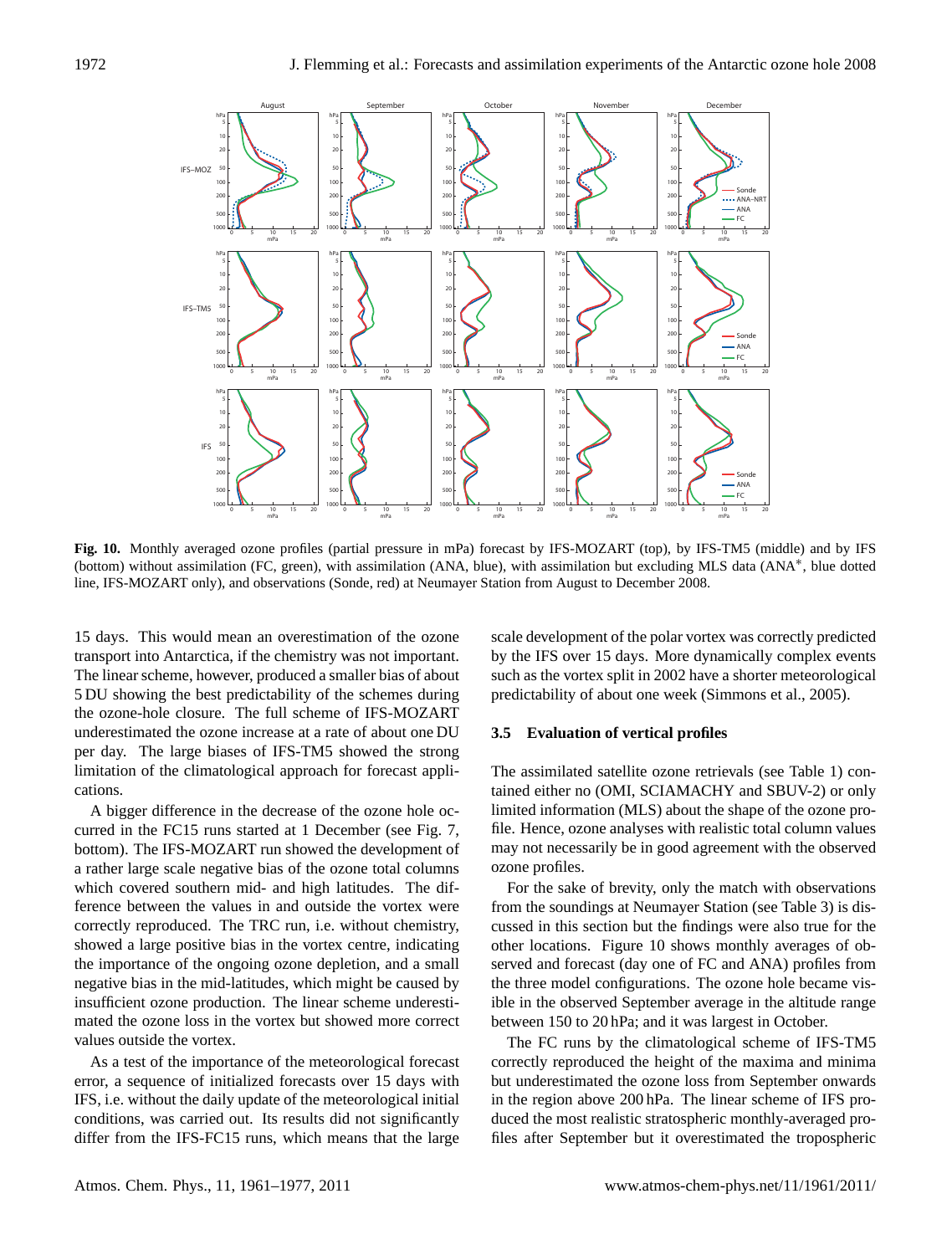**Fig. 10.** Monthly averaged ozone profiles (partial pressure in mPa) forecast by IFS-MOZART (top), by IFS-TM5 (middle) and by IFS (bottom) without assimilation (FC, green), with assimilation (ANA, blue), with assimilation but excluding MLS data (ANA*, blue dotted line, IFS-MOZART only), and observations (Sonde, red) at Neumayer Station from August to December 2008.

15 days. This would mean an overestimation of the ozone transport into Antarctica, if the chemistry was not important. The linear scheme, however, produced a smaller bias of about 5 DU showing the best predictability of the schemes during the ozone-hole closure. The full scheme of IFS-MOZART underestimated the ozone increase at a rate of about one DU per day. The large biases of IFS-TM5 showed the strong limitation of the climatological approach for forecast applications.

A bigger difference in the decrease of the ozone hole occurred in the FC15 runs started at 1 December (see Fig. 7, bottom). The IFS-MOZART run showed the development of a rather large scale negative bias of the ozone total columns which covered southern mid- and high latitudes. The difference between the values in and outside the vortex were correctly reproduced. The TRC run, i.e. without chemistry, showed a large positive bias in the vortex centre, indicating the importance of the ongoing ozone depletion, and a small negative bias in the mid-latitudes, which might be caused by insufficient ozone production. The linear scheme underestimated the ozone loss in the vortex but showed more correct values outside the vortex.

As a test of the importance of the meteorological forecast error, a sequence of initialized forecasts over 15 days with IFS, i.e. without the daily update of the meteorological initial conditions, was carried out. Its results did not significantly differ from the IFS-FC15 runs, which means that the large scale development of the polar vortex was correctly predicted by the IFS over 15 days. More dynamically complex events such as the vortex split in 2002 have a shorter meteorological predictability of about one week (Simmons et al., 2005).

### 3.5 Evaluation of vertical profiles

The assimilated satellite ozone retrievals (see Table 1) contained either no (OMI, SCIAMACHY and SBUV-2) or only limited information (MLS) about the shape of the ozone profile. Hence, ozone analyses with realistic total column values may not necessarily be in good agreement with the observed ozone profiles.

For the sake of brevity, only the match with observations from the soundings at Neumayer Station (see Table 3) is discussed in this section but the findings were also true for the other locations. Figure 10 shows monthly averages of observed and forecast (day one of FC and ANA) profiles from the three model configurations. The ozone hole became visible in the observed September average in the altitude range between 150 to 20 hPa; and it was largest in October.

The FC runs by the climatological scheme of IFS-TM5 correctly reproduced the height of the maxima and minima but underestimated the ozone loss from September onwards in the region above 200 hPa. The linear scheme of IFS produced the most realistic stratospheric monthly-averaged profiles after September but it overestimated the tropospheric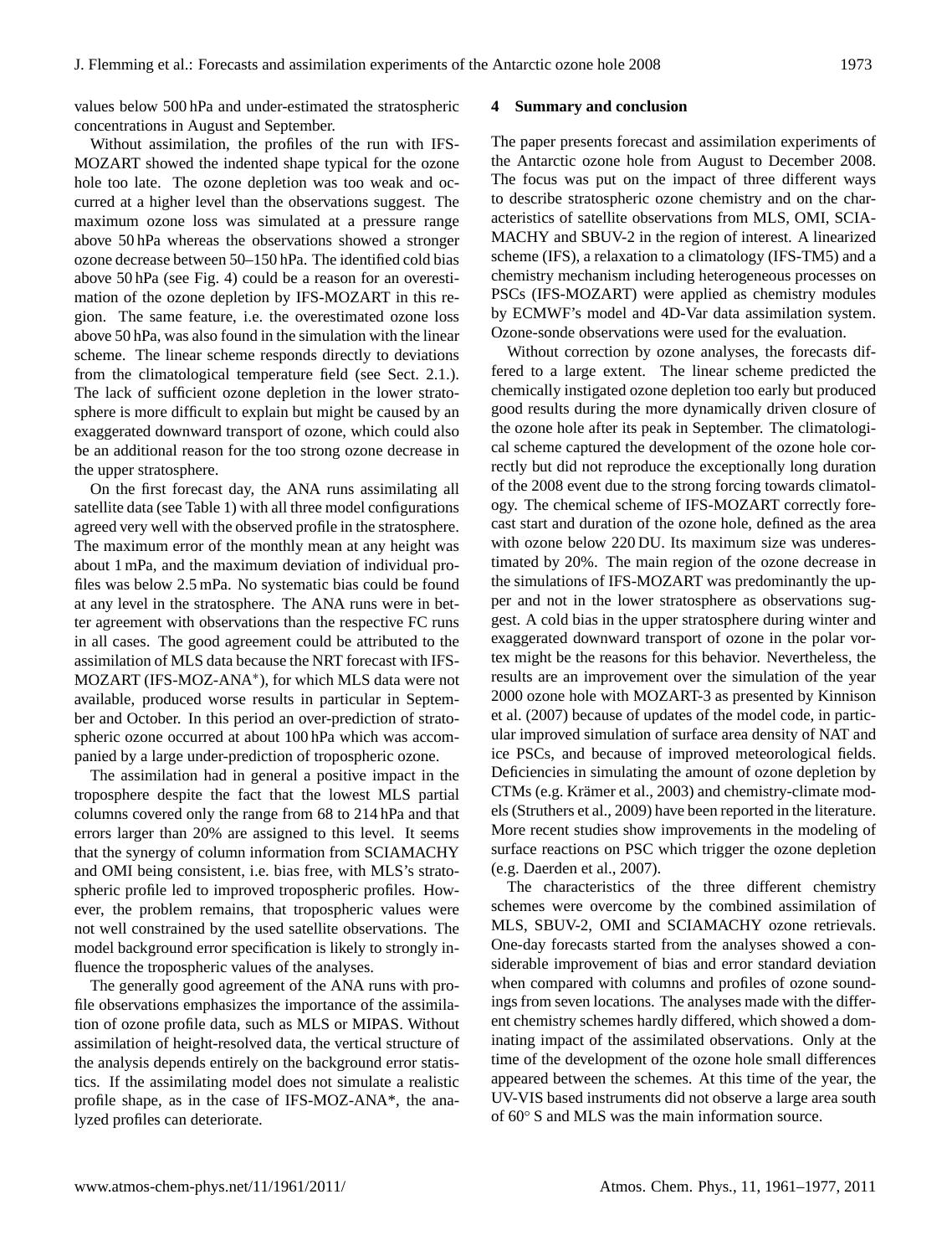values below 500 hPa and under-estimated the stratospheric concentrations in August and September.

Without assimilation, the profiles of the run with IFS-MOZART showed the indented shape typical for the ozone hole too late. The ozone depletion was too weak and occurred at a higher level than the observations suggest. The maximum ozone loss was simulated at a pressure range above 50 hPa whereas the observations showed a stronger ozone decrease between 50–150 hPa. The identified cold bias above 50 hPa (see Fig. 4) could be a reason for an overestimation of the ozone depletion by IFS-MOZART in this region. The same feature, i.e. the overestimated ozone loss above 50 hPa, was also found in the simulation with the linear scheme. The linear scheme responds directly to deviations from the climatological temperature field (see Sect. 2.1.). The lack of sufficient ozone depletion in the lower stratosphere is more difficult to explain but might be caused by an exaggerated downward transport of ozone, which could also be an additional reason for the too strong ozone decrease in the upper stratosphere.

On the first forecast day, the ANA runs assimilating all satellite data (see Table 1) with all three model configurations agreed very well with the observed profile in the stratosphere. The maximum error of the monthly mean at any height was about 1 mPa, and the maximum deviation of individual profiles was below 2.5 mPa. No systematic bias could be found at any level in the stratosphere. The ANA runs were in better agreement with observations than the respective FC runs in all cases. The good agreement could be attributed to the assimilation of MLS data because the NRT forecast with IFS-MOZART (IFS-MOZ-ANA*), for which MLS data were not available, produced worse results in particular in September and October. In this period an over-prediction of stratospheric ozone occurred at about 100 hPa which was accompanied by a large under-prediction of tropospheric ozone.

The assimilation had in general a positive impact in the troposphere despite the fact that the lowest MLS partial columns covered only the range from 68 to 214 hPa and that errors larger than 20% are assigned to this level. It seems that the synergy of column information from SCIAMACHY and OMI being consistent, i.e. bias free, with MLS's stratospheric profile led to improved tropospheric profiles. However, the problem remains, that tropospheric values were not well constrained by the used satellite observations. The model background error specification is likely to strongly influence the tropospheric values of the analyses.

The generally good agreement of the ANA runs with profile observations emphasizes the importance of the assimilation of ozone profile data, such as MLS or MIPAS. Without assimilation of height-resolved data, the vertical structure of the analysis depends entirely on the background error statistics. If the assimilating model does not simulate a realistic profile shape, as in the case of IFS-MOZ-ANA*, the analyzed profiles can deteriorate.

## 4 Summary and conclusion

The paper presents forecast and assimilation experiments of the Antarctic ozone hole from August to December 2008. The focus was put on the impact of three different ways to describe stratospheric ozone chemistry and on the characteristics of satellite observations from MLS, OMI, SCIAMACHY and SBUV-2 in the region of interest. A linearized scheme (IFS), a relaxation to a climatology (IFS-TM5) and a chemistry mechanism including heterogeneous processes on PSCs (IFS-MOZART) were applied as chemistry modules by ECMWF's model and 4D-Var data assimilation system. Ozone-sonde observations were used for the evaluation.

Without correction by ozone analyses, the forecasts differed to a large extent. The linear scheme predicted the chemically instigated ozone depletion too early but produced good results during the more dynamically driven closure of the ozone hole after its peak in September. The climatological scheme captured the development of the ozone hole correctly but did not reproduce the exceptionally long duration of the 2008 event due to the strong forcing towards climatology. The chemical scheme of IFS-MOZART correctly forecast start and duration of the ozone hole, defined as the area with ozone below 220 DU. Its maximum size was underestimated by 20%. The main region of the ozone decrease in the simulations of IFS-MOZART was predominantly the upper and not in the lower stratosphere as observations suggest. A cold bias in the upper stratosphere during winter and exaggerated downward transport of ozone in the polar vortex might be the reasons for this behavior. Nevertheless, the results are an improvement over the simulation of the year 2000 ozone hole with MOZART-3 as presented by Kinnison et al. (2007) because of updates of the model code, in particular improved simulation of surface area density of NAT and ice PSCs, and because of improved meteorological fields. Deficiencies in simulating the amount of ozone depletion by CTMs (e.g. Krämer et al., 2003) and chemistry-climate models (Struthers et al., 2009) have been reported in the literature. More recent studies show improvements in the modeling of surface reactions on PSC which trigger the ozone depletion (e.g. Daerden et al., 2007).

The characteristics of the three different chemistry schemes were overcome by the combined assimilation of MLS, SBUV-2, OMI and SCIAMACHY ozone retrievals. One-day forecasts started from the analyses showed a considerable improvement of bias and error standard deviation when compared with columns and profiles of ozone soundings from seven locations. The analyses made with the different chemistry schemes hardly differed, which showed a dominating impact of the assimilated observations. Only at the time of the development of the ozone hole small differences appeared between the schemes. At this time of the year, the UV-VIS based instruments did not observe a large area south of 60° S and MLS was the main information source.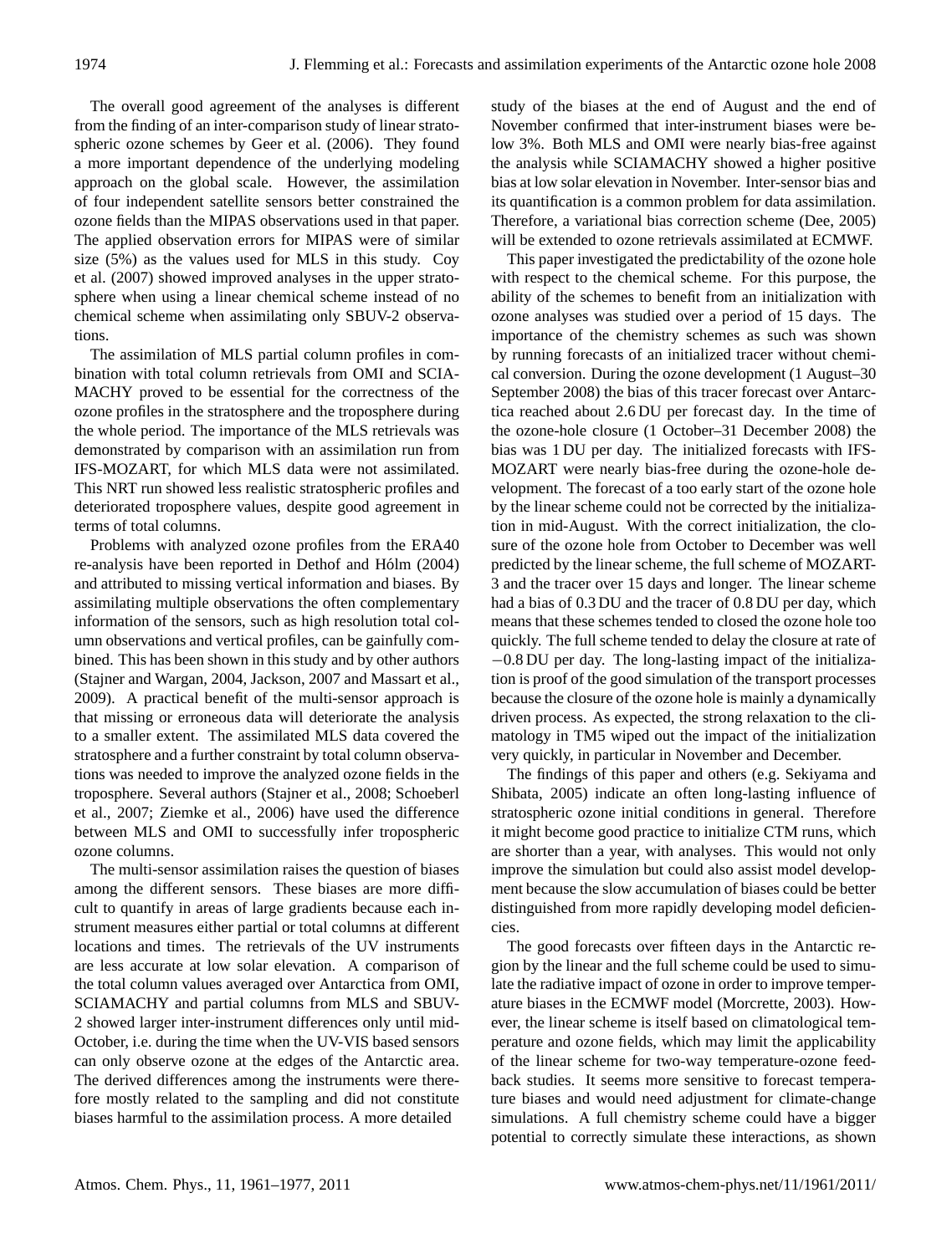The overall good agreement of the analyses is different from the finding of an inter-comparison study of linear stratospheric ozone schemes by Geer et al. (2006). They found a more important dependence of the underlying modeling approach on the global scale. However, the assimilation of four independent satellite sensors better constrained the ozone fields than the MIPAS observations used in that paper. The applied observation errors for MIPAS were of similar size (5%) as the values used for MLS in this study. Coy et al. (2007) showed improved analyses in the upper stratosphere when using a linear chemical scheme instead of no chemical scheme when assimilating only SBUV-2 observations.

The assimilation of MLS partial column profiles in combination with total column retrievals from OMI and SCIAMACHY proved to be essential for the correctness of the ozone profiles in the stratosphere and the troposphere during the whole period. The importance of the MLS retrievals was demonstrated by comparison with an assimilation run from IFS-MOZART, for which MLS data were not assimilated. This NRT run showed less realistic stratospheric profiles and deteriorated troposphere values, despite good agreement in terms of total columns.

Problems with analyzed ozone profiles from the ERA40 re-analysis have been reported in Dethof and Hólm (2004) and attributed to missing vertical information and biases. By assimilating multiple observations the often complementary information of the sensors, such as high resolution total column observations and vertical profiles, can be gainfully combined. This has been shown in this study and by other authors (Stajner and Wargan, 2004, Jackson, 2007 and Massart et al., 2009). A practical benefit of the multi-sensor approach is that missing or erroneous data will deteriorate the analysis to a smaller extent. The assimilated MLS data covered the stratosphere and a further constraint by total column observations was needed to improve the analyzed ozone fields in the troposphere. Several authors (Stajner et al., 2008; Schoeberl et al., 2007; Ziemke et al., 2006) have used the difference between MLS and OMI to successfully infer tropospheric ozone columns.

The multi-sensor assimilation raises the question of biases among the different sensors. These biases are more difficult to quantify in areas of large gradients because each instrument measures either partial or total columns at different locations and times. The retrievals of the UV instruments are less accurate at low solar elevation. A comparison of the total column values averaged over Antarctica from OMI, SCIAMACHY and partial columns from MLS and SBUV-2 showed larger inter-instrument differences only until mid-October, i.e. during the time when the UV-VIS based sensors can only observe ozone at the edges of the Antarctic area. The derived differences among the instruments were therefore mostly related to the sampling and did not constitute biases harmful to the assimilation process. A more detailed study of the biases at the end of August and the end of November confirmed that inter-instrument biases were below 3%. Both MLS and OMI were nearly bias-free against the analysis while SCIAMACHY showed a higher positive bias at low solar elevation in November. Inter-sensor bias and its quantification is a common problem for data assimilation. Therefore, a variational bias correction scheme (Dee, 2005) will be extended to ozone retrievals assimilated at ECMWF.

This paper investigated the predictability of the ozone hole with respect to the chemical scheme. For this purpose, the ability of the schemes to benefit from an initialization with ozone analyses was studied over a period of 15 days. The importance of the chemistry schemes as such was shown by running forecasts of an initialized tracer without chemical conversion. During the ozone development (1 August–30 September 2008) the bias of this tracer forecast over Antarctica reached about 2.6 DU per forecast day. In the time of the ozone-hole closure (1 October–31 December 2008) the bias was 1 DU per day. The initialized forecasts with IFS-MOZART were nearly bias-free during the ozone-hole development. The forecast of a too early start of the ozone hole by the linear scheme could not be corrected by the initialization in mid-August. With the correct initialization, the closure of the ozone hole from October to December was well predicted by the linear scheme, the full scheme of MOZART-3 and the tracer over 15 days and longer. The linear scheme had a bias of 0.3 DU and the tracer of 0.8 DU per day, which means that these schemes tended to closed the ozone hole too quickly. The full scheme tended to delay the closure at rate of −0.8 DU per day. The long-lasting impact of the initialization is proof of the good simulation of the transport processes because the closure of the ozone hole is mainly a dynamically driven process. As expected, the strong relaxation to the climatology in TM5 wiped out the impact of the initialization very quickly, in particular in November and December.

The findings of this paper and others (e.g. Sekiyama and Shibata, 2005) indicate an often long-lasting influence of stratospheric ozone initial conditions in general. Therefore it might become good practice to initialize CTM runs, which are shorter than a year, with analyses. This would not only improve the simulation but could also assist model development because the slow accumulation of biases could be better distinguished from more rapidly developing model deficiencies.

The good forecasts over fifteen days in the Antarctic region by the linear and the full scheme could be used to simulate the radiative impact of ozone in order to improve temperature biases in the ECMWF model (Morcrette, 2003). However, the linear scheme is itself based on climatological temperature and ozone fields, which may limit the applicability of the linear scheme for two-way temperature-ozone feedback studies. It seems more sensitive to forecast temperature biases and would need adjustment for climate-change simulations. A full chemistry scheme could have a bigger potential to correctly simulate these interactions, as shown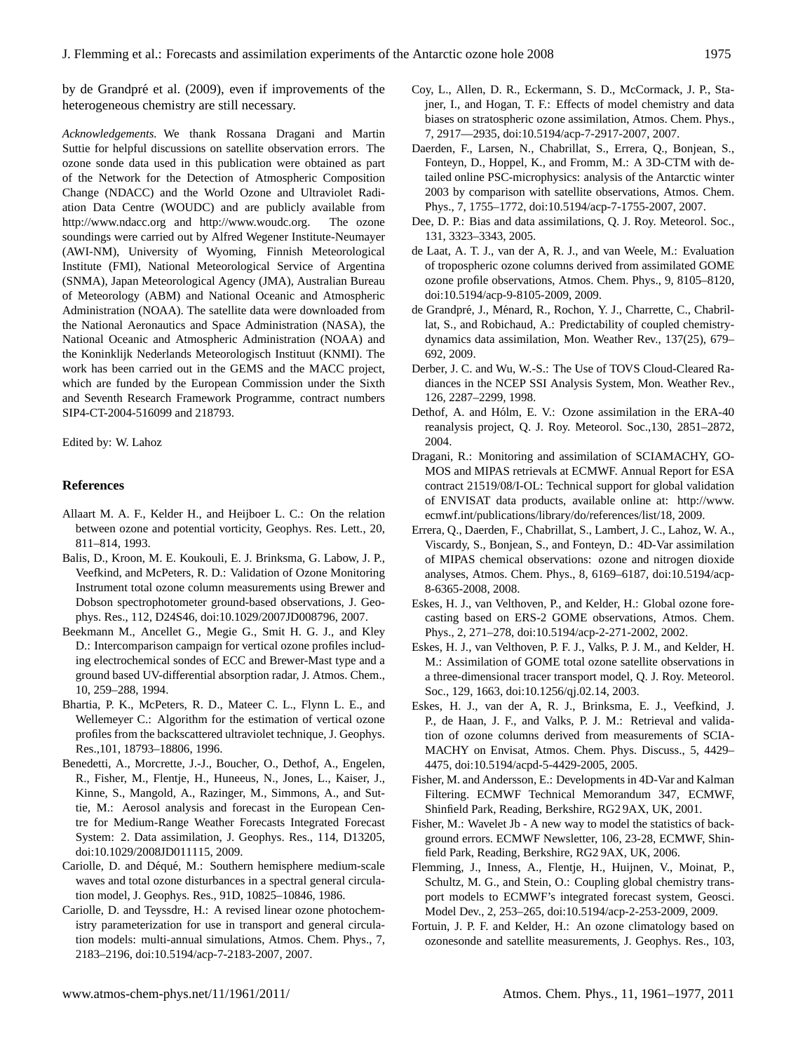by de Grandpré et al. (2009), even if improvements of the heterogeneous chemistry are still necessary.

*Acknowledgements.* We thank Rossana Dragani and Martin Suttie for helpful discussions on satellite observation errors. The ozone sonde data used in this publication were obtained as part of the Network for the Detection of Atmospheric Composition Change (NDACC) and the World Ozone and Ultraviolet Radiation Data Centre (WOUDC) and are publicly available from http://www.ndacc.org and http://www.woudc.org. The ozone soundings were carried out by Alfred Wegener Institute-Neumayer (AWI-NM), University of Wyoming, Finnish Meteorological Institute (FMI), National Meteorological Service of Argentina (SNMA), Japan Meteorological Agency (JMA), Australian Bureau of Meteorology (ABM) and National Oceanic and Atmospheric Administration (NOAA). The satellite data were downloaded from the National Aeronautics and Space Administration (NASA), the National Oceanic and Atmospheric Administration (NOAA) and the Koninklijk Nederlands Meteorologisch Instituut (KNMI). The work has been carried out in the GEMS and the MACC project, which are funded by the European Commission under the Sixth and Seventh Research Framework Programme, contract numbers SIP4-CT-2004-516099 and 218793.

Edited by: W. Lahoz

## References

Allaart M. A. F., Kelder H., and Heijboer L. C.: On the relation between ozone and potential vorticity, Geophys. Res. Lett., 20, 811–814, 1993.

Balis, D., Kroon, M. E. Koukouli, E. J. Brinksma, G. Labow, J. P., Veefkind, and McPeters, R. D.: Validation of Ozone Monitoring Instrument total ozone column measurements using Brewer and Dobson spectrophotometer ground-based observations, J. Geophys. Res., 112, D24S46, doi:10.1029/2007JD008796, 2007.

Beekmann M., Ancellet G., Megie G., Smit H. G. J., and Kley D.: Intercomparison campaign for vertical ozone profiles including electrochemical sondes of ECC and Brewer-Mast type and a ground based UV-differential absorption radar, J. Atmos. Chem., 10, 259–288, 1994.

Bhartia, P. K., McPeters, R. D., Mateer C. L., Flynn L. E., and Wellemeyer C.: Algorithm for the estimation of vertical ozone profiles from the backscattered ultraviolet technique, J. Geophys. Res.,101, 18793–18806, 1996.

Benedetti, A., Morcrette, J.-J., Boucher, O., Dethof, A., Engelen, R., Fisher, M., Flentje, H., Huneeus, N., Jones, L., Kaiser, J., Kinne, S., Mangold, A., Razinger, M., Simmons, A., and Suttie, M.: Aerosol analysis and forecast in the European Centre for Medium-Range Weather Forecasts Integrated Forecast System: 2. Data assimilation, J. Geophys. Res., 114, D13205, doi:10.1029/2008JD011115, 2009.

Cariolle, D. and Déqué, M.: Southern hemisphere medium-scale waves and total ozone disturbances in a spectral general circulation model, J. Geophys. Res., 91D, 10825–10846, 1986.

Cariolle, D. and Teyssdre, H.: A revised linear ozone photochemistry parameterization for use in transport and general circulation models: multi-annual simulations, Atmos. Chem. Phys., 7, 2183–2196, doi:10.5194/acp-7-2183-2007, 2007.

Coy, L., Allen, D. R., Eckermann, S. D., McCormack, J. P., Stajner, I., and Hogan, T. F.: Effects of model chemistry and data biases on stratospheric ozone assimilation, Atmos. Chem. Phys., 7, 2917—2935, doi:10.5194/acp-7-2917-2007, 2007.

Daerden, F., Larsen, N., Chabrillat, S., Errera, Q., Bonjean, S., Fonteyn, D., Hoppel, K., and Fromm, M.: A 3D-CTM with detailed online PSC-microphysics: analysis of the Antarctic winter 2003 by comparison with satellite observations, Atmos. Chem. Phys., 7, 1755–1772, doi:10.5194/acp-7-1755-2007, 2007.

Dee, D. P.: Bias and data assimilations, Q. J. Roy. Meteorol. Soc., 131, 3323–3343, 2005.

de Laat, A. T. J., van der A, R. J., and van Weele, M.: Evaluation of tropospheric ozone columns derived from assimilated GOME ozone profile observations, Atmos. Chem. Phys., 9, 8105–8120, doi:10.5194/acp-9-8105-2009, 2009.

de Grandpré, J., Ménard, R., Rochon, Y. J., Charrette, C., Chabrillat, S., and Robichaud, A.: Predictability of coupled chemistry-dynamics data assimilation, Mon. Weather Rev., 137(25), 679–692, 2009.

Derber, J. C. and Wu, W.-S.: The Use of TOVS Cloud-Cleared Radiances in the NCEP SSI Analysis System, Mon. Weather Rev., 126, 2287–2299, 1998.

Dethof, A. and Hólm, E. V.: Ozone assimilation in the ERA-40 reanalysis project, Q. J. Roy. Meteorol. Soc.,130, 2851–2872, 2004.

Dragani, R.: Monitoring and assimilation of SCIAMACHY, GOMOS and MIPAS retrievals at ECMWF. Annual Report for ESA contract 21519/08/I-OL: Technical support for global validation of ENVISAT data products, available online at: http://www.ecmwf.int/publications/library/do/references/list/18, 2009.

Errera, Q., Daerden, F., Chabrillat, S., Lambert, J. C., Lahoz, W. A., Viscardy, S., Bonjean, S., and Fonteyn, D.: 4D-Var assimilation of MIPAS chemical observations: ozone and nitrogen dioxide analyses, Atmos. Chem. Phys., 8, 6169–6187, doi:10.5194/acp-8-6365-2008, 2008.

Eskes, H. J., van Velthoven, P., and Kelder, H.: Global ozone forecasting based on ERS-2 GOME observations, Atmos. Chem. Phys., 2, 271–278, doi:10.5194/acp-2-271-2002, 2002.

Eskes, H. J., van Velthoven, P. F. J., Valks, P. J. M., and Kelder, H. M.: Assimilation of GOME total ozone satellite observations in a three-dimensional tracer transport model, Q. J. Roy. Meteorol. Soc., 129, 1663, doi:10.1256/qj.02.14, 2003.

Eskes, H. J., van der A, R. J., Brinksma, E. J., Veefkind, J. P., de Haan, J. F., and Valks, P. J. M.: Retrieval and validation of ozone columns derived from measurements of SCIAMACHY on Envisat, Atmos. Chem. Phys. Discuss., 5, 4429–4475, doi:10.5194/acpd-5-4429-2005, 2005.

Fisher, M. and Andersson, E.: Developments in 4D-Var and Kalman Filtering. ECMWF Technical Memorandum 347, ECMWF, Shinfield Park, Reading, Berkshire, RG2 9AX, UK, 2001.

Fisher, M.: Wavelet Jb - A new way to model the statistics of background errors. ECMWF Newsletter, 106, 23-28, ECMWF, Shinfield Park, Reading, Berkshire, RG2 9AX, UK, 2006.

Flemming, J., Inness, A., Flentje, H., Huijnen, V., Moinat, P., Schultz, M. G., and Stein, O.: Coupling global chemistry transport models to ECMWF's integrated forecast system, Geosci. Model Dev., 2, 253–265, doi:10.5194/acp-2-253-2009, 2009.

Fortuin, J. P. F. and Kelder, H.: An ozone climatology based on ozonesonde and satellite measurements, J. Geophys. Res., 103,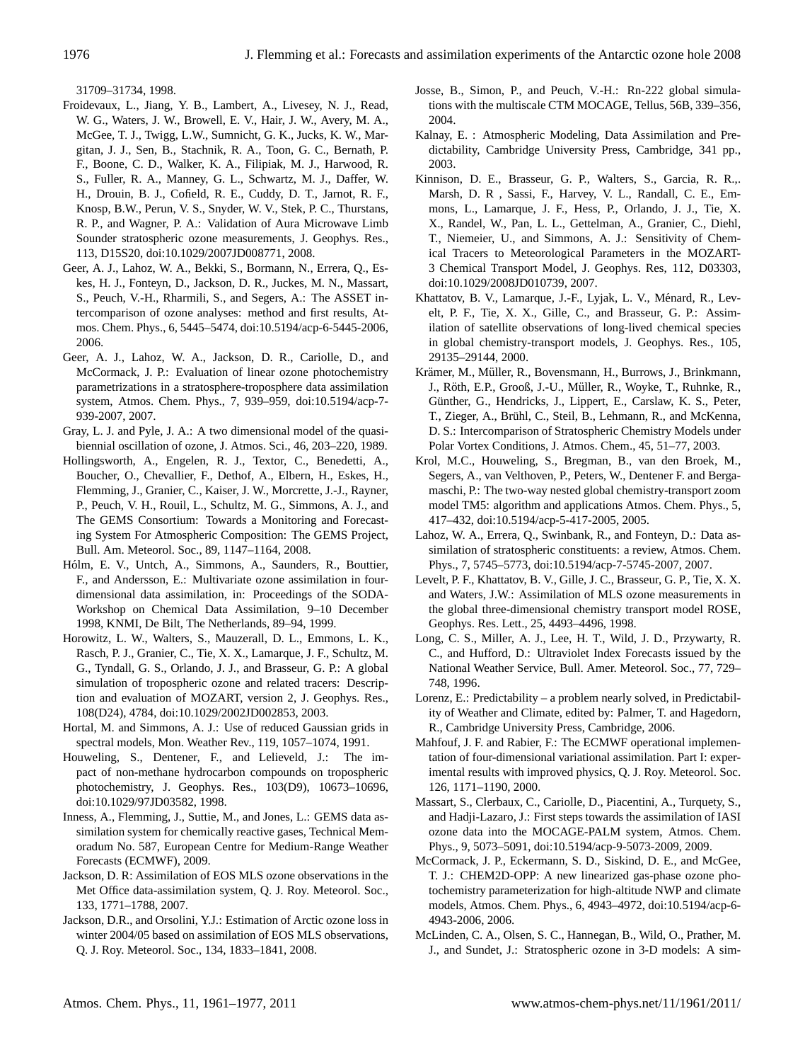31709–31734, 1998.

Froidevaux, L., Jiang, Y. B., Lambert, A., Livesey, N. J., Read, W. G., Waters, J. W., Browell, E. V., Hair, J. W., Avery, M. A., McGee, T. J., Twigg, L.W., Sumnicht, G. K., Jucks, K. W., Margitan, J. J., Sen, B., Stachnik, R. A., Toon, G. C., Bernath, P. F., Boone, C. D., Walker, K. A., Filipiak, M. J., Harwood, R. S., Fuller, R. A., Manney, G. L., Schwartz, M. J., Daffer, W. H., Drouin, B. J., Cofield, R. E., Cuddy, D. T., Jarnot, R. F., Knosp, B.W., Perun, V. S., Snyder, W. V., Stek, P. C., Thurstans, R. P., and Wagner, P. A.: Validation of Aura Microwave Limb Sounder stratospheric ozone measurements, J. Geophys. Res., 113, D15S20, doi:10.1029/2007JD008771, 2008.

Geer, A. J., Lahoz, W. A., Bekki, S., Bormann, N., Errera, Q., Eskes, H. J., Fonteyn, D., Jackson, D. R., Juckes, M. N., Massart, S., Peuch, V.-H., Rharmili, S., and Segers, A.: The ASSET intercomparison of ozone analyses: method and first results, Atmos. Chem. Phys., 6, 5445–5474, doi:10.5194/acp-6-5445-2006, 2006.

Geer, A. J., Lahoz, W. A., Jackson, D. R., Cariolle, D., and McCormack, J. P.: Evaluation of linear ozone photochemistry parametrizations in a stratosphere-troposphere data assimilation system, Atmos. Chem. Phys., 7, 939–959, doi:10.5194/acp-7-939-2007, 2007.

Gray, L. J. and Pyle, J. A.: A two dimensional model of the quasi-biennial oscillation of ozone, J. Atmos. Sci., 46, 203–220, 1989.

Hollingsworth, A., Engelen, R. J., Textor, C., Benedetti, A., Boucher, O., Chevallier, F., Dethof, A., Elbern, H., Eskes, H., Flemming, J., Granier, C., Kaiser, J. W., Morcrette, J.-J., Rayner, P., Peuch, V. H., Rouil, L., Schultz, M. G., Simmons, A. J., and The GEMS Consortium: Towards a Monitoring and Forecasting System For Atmospheric Composition: The GEMS Project, Bull. Am. Meteorol. Soc., 89, 1147–1164, 2008.

Hólm, E. V., Untch, A., Simmons, A., Saunders, R., Bouttier, F., and Andersson, E.: Multivariate ozone assimilation in four-dimensional data assimilation, in: Proceedings of the SODA-Workshop on Chemical Data Assimilation, 9–10 December 1998, KNMI, De Bilt, The Netherlands, 89–94, 1999.

Horowitz, L. W., Walters, S., Mauzerall, D. L., Emmons, L. K., Rasch, P. J., Granier, C., Tie, X. X., Lamarque, J. F., Schultz, M. G., Tyndall, G. S., Orlando, J. J., and Brasseur, G. P.: A global simulation of tropospheric ozone and related tracers: Description and evaluation of MOZART, version 2, J. Geophys. Res., 108(D24), 4784, doi:10.1029/2002JD002853, 2003.

Hortal, M. and Simmons, A. J.: Use of reduced Gaussian grids in spectral models, Mon. Weather Rev., 119, 1057–1074, 1991.

Houweling, S., Dentener, F., and Lelieveld, J.: The impact of non-methane hydrocarbon compounds on tropospheric photochemistry, J. Geophys. Res., 103(D9), 10673–10696, doi:10.1029/97JD03582, 1998.

Inness, A., Flemming, J., Suttie, M., and Jones, L.: GEMS data assimilation system for chemically reactive gases, Technical Memoradum No. 587, European Centre for Medium-Range Weather Forecasts (ECMWF), 2009.

Jackson, D. R: Assimilation of EOS MLS ozone observations in the Met Office data-assimilation system, Q. J. Roy. Meteorol. Soc., 133, 1771–1788, 2007.

Jackson, D.R., and Orsolini, Y.J.: Estimation of Arctic ozone loss in winter 2004/05 based on assimilation of EOS MLS observations, Q. J. Roy. Meteorol. Soc., 134, 1833–1841, 2008.

Josse, B., Simon, P., and Peuch, V.-H.: Rn-222 global simulations with the multiscale CTM MOCAGE, Tellus, 56B, 339–356, 2004.

Kalnay, E. : Atmospheric Modeling, Data Assimilation and Predictability, Cambridge University Press, Cambridge, 341 pp., 2003.

Kinnison, D. E., Brasseur, G. P., Walters, S., Garcia, R. R.,. Marsh, D. R , Sassi, F., Harvey, V. L., Randall, C. E., Emmons, L., Lamarque, J. F., Hess, P., Orlando, J. J., Tie, X. X., Randel, W., Pan, L. L., Gettelman, A., Granier, C., Diehl, T., Niemeier, U., and Simmons, A. J.: Sensitivity of Chemical Tracers to Meteorological Parameters in the MOZART-3 Chemical Transport Model, J. Geophys. Res, 112, D03303, doi:10.1029/2008JD010739, 2007.

Khattatov, B. V., Lamarque, J.-F., Lyjak, L. V., Ménard, R., Levelt, P. F., Tie, X. X., Gille, C., and Brasseur, G. P.: Assimilation of satellite observations of long-lived chemical species in global chemistry-transport models, J. Geophys. Res., 105, 29135–29144, 2000.

Krämer, M., Müller, R., Bovensmann, H., Burrows, J., Brinkmann, J., Röth, E.P., Grooß, J.-U., Müller, R., Woyke, T., Ruhnke, R., Günther, G., Hendricks, J., Lippert, E., Carslaw, K. S., Peter, T., Zieger, A., Brühl, C., Steil, B., Lehmann, R., and McKenna, D. S.: Intercomparison of Stratospheric Chemistry Models under Polar Vortex Conditions, J. Atmos. Chem., 45, 51–77, 2003.

Krol, M.C., Houweling, S., Bregman, B., van den Broek, M., Segers, A., van Velthoven, P., Peters, W., Dentener F. and Bergamaschi, P.: The two-way nested global chemistry-transport zoom model TM5: algorithm and applications Atmos. Chem. Phys., 5, 417–432, doi:10.5194/acp-5-417-2005, 2005.

Lahoz, W. A., Errera, Q., Swinbank, R., and Fonteyn, D.: Data assimilation of stratospheric constituents: a review, Atmos. Chem. Phys., 7, 5745–5773, doi:10.5194/acp-7-5745-2007, 2007.

Levelt, P. F., Khattatov, B. V., Gille, J. C., Brasseur, G. P., Tie, X. X. and Waters, J.W.: Assimilation of MLS ozone measurements in the global three-dimensional chemistry transport model ROSE, Geophys. Res. Lett., 25, 4493–4496, 1998.

Long, C. S., Miller, A. J., Lee, H. T., Wild, J. D., Przywarty, R. C., and Hufford, D.: Ultraviolet Index Forecasts issued by the National Weather Service, Bull. Amer. Meteorol. Soc., 77, 729–748, 1996.

Lorenz, E.: Predictability – a problem nearly solved, in Predictability of Weather and Climate, edited by: Palmer, T. and Hagedorn, R., Cambridge University Press, Cambridge, 2006.

Mahfouf, J. F. and Rabier, F.: The ECMWF operational implementation of four-dimensional variational assimilation. Part I: experimental results with improved physics, Q. J. Roy. Meteorol. Soc. 126, 1171–1190, 2000.

Massart, S., Clerbaux, C., Cariolle, D., Piacentini, A., Turquety, S., and Hadji-Lazaro, J.: First steps towards the assimilation of IASI ozone data into the MOCAGE-PALM system, Atmos. Chem. Phys., 9, 5073–5091, doi:10.5194/acp-9-5073-2009, 2009.

McCormack, J. P., Eckermann, S. D., Siskind, D. E., and McGee, T. J.: CHEM2D-OPP: A new linearized gas-phase ozone photochemistry parameterization for high-altitude NWP and climate models, Atmos. Chem. Phys., 6, 4943–4972, doi:10.5194/acp-6-4943-2006, 2006.

McLinden, C. A., Olsen, S. C., Hannegan, B., Wild, O., Prather, M. J., and Sundet, J.: Stratospheric ozone in 3-D models: A sim-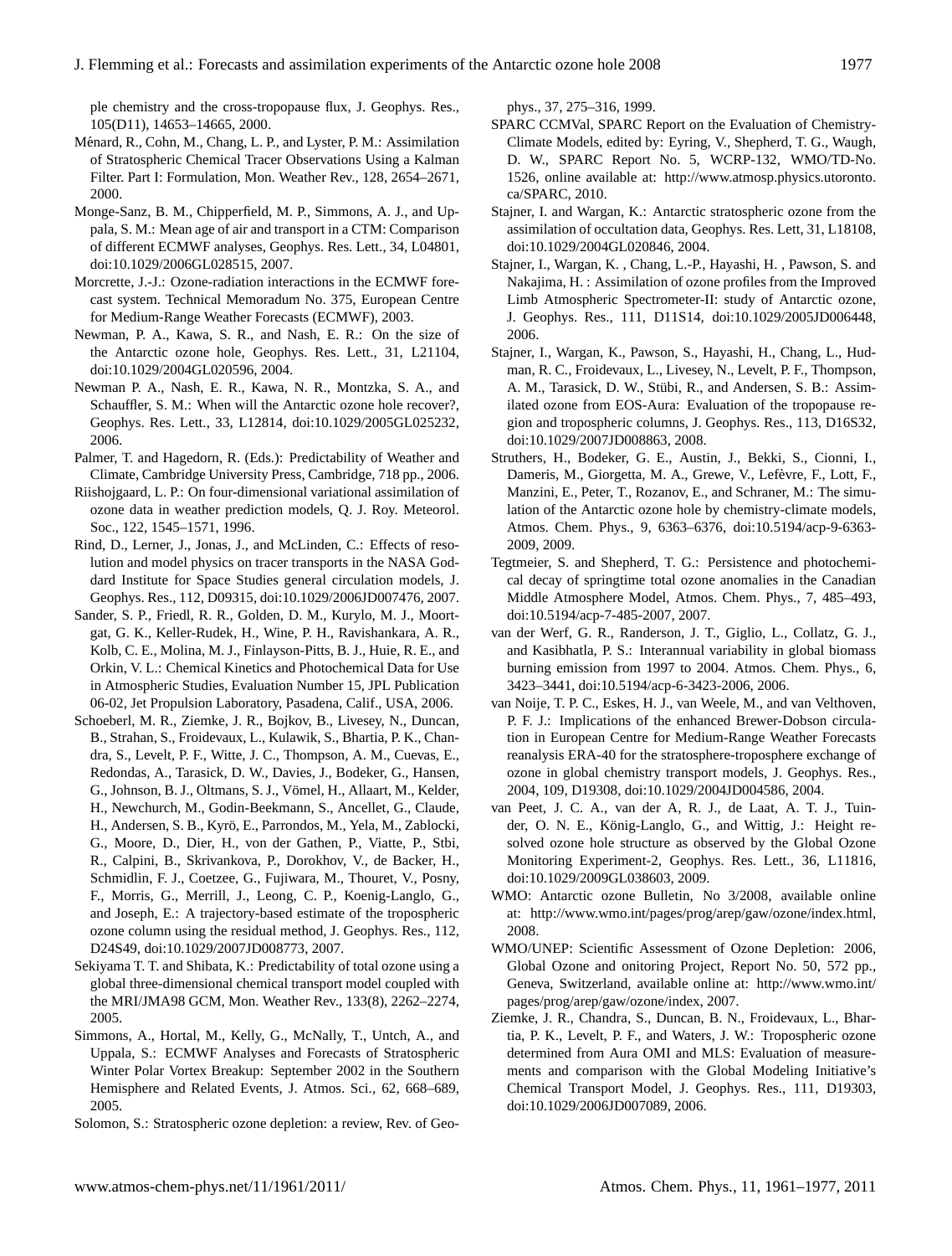ple chemistry and the cross-tropopause flux, J. Geophys. Res., 105(D11), 14653–14665, 2000.

Ménard, R., Cohn, M., Chang, L. P., and Lyster, P. M.: Assimilation of Stratospheric Chemical Tracer Observations Using a Kalman Filter. Part I: Formulation, Mon. Weather Rev., 128, 2654–2671, 2000.

Monge-Sanz, B. M., Chipperfield, M. P., Simmons, A. J., and Uppala, S. M.: Mean age of air and transport in a CTM: Comparison of different ECMWF analyses, Geophys. Res. Lett., 34, L04801, doi:10.1029/2006GL028515, 2007.

Morcrette, J.-J.: Ozone-radiation interactions in the ECMWF forecast system. Technical Memoradum No. 375, European Centre for Medium-Range Weather Forecasts (ECMWF), 2003.

Newman, P. A., Kawa, S. R., and Nash, E. R.: On the size of the Antarctic ozone hole, Geophys. Res. Lett., 31, L21104, doi:10.1029/2004GL020596, 2004.

Newman P. A., Nash, E. R., Kawa, N. R., Montzka, S. A., and Schauffler, S. M.: When will the Antarctic ozone hole recover?, Geophys. Res. Lett., 33, L12814, doi:10.1029/2005GL025232, 2006.

Palmer, T. and Hagedorn, R. (Eds.): Predictability of Weather and Climate, Cambridge University Press, Cambridge, 718 pp., 2006.

Riishojgaard, L. P.: On four-dimensional variational assimilation of ozone data in weather prediction models, Q. J. Roy. Meteorol. Soc., 122, 1545–1571, 1996.

Rind, D., Lerner, J., Jonas, J., and McLinden, C.: Effects of resolution and model physics on tracer transports in the NASA Goddard Institute for Space Studies general circulation models, J. Geophys. Res., 112, D09315, doi:10.1029/2006JD007476, 2007.

Sander, S. P., Friedl, R. R., Golden, D. M., Kurylo, M. J., Moortgat, G. K., Keller-Rudek, H., Wine, P. H., Ravishankara, A. R., Kolb, C. E., Molina, M. J., Finlayson-Pitts, B. J., Huie, R. E., and Orkin, V. L.: Chemical Kinetics and Photochemical Data for Use in Atmospheric Studies, Evaluation Number 15, JPL Publication 06-02, Jet Propulsion Laboratory, Pasadena, Calif., USA, 2006.

Schoeberl, M. R., Ziemke, J. R., Bojkov, B., Livesey, N., Duncan, B., Strahan, S., Froidevaux, L., Kulawik, S., Bhartia, P. K., Chandra, S., Levelt, P. F., Witte, J. C., Thompson, A. M., Cuevas, E., Redondas, A., Tarasick, D. W., Davies, J., Bodeker, G., Hansen, G., Johnson, B. J., Oltmans, S. J., Vömel, H., Allaart, M., Kelder, H., Newchurch, M., Godin-Beekmann, S., Ancellet, G., Claude, H., Andersen, S. B., Kyrö, E., Parrondos, M., Yela, M., Zablocki, G., Moore, D., Dier, H., von der Gathen, P., Viatte, P., Stbi, R., Calpini, B., Skrivankova, P., Dorokhov, V., de Backer, H., Schmidlin, F. J., Coetzee, G., Fujiwara, M., Thouret, V., Posny, F., Morris, G., Merrill, J., Leong, C. P., Koenig-Langlo, G., and Joseph, E.: A trajectory-based estimate of the tropospheric ozone column using the residual method, J. Geophys. Res., 112, D24S49, doi:10.1029/2007JD008773, 2007.

Sekiyama T. T. and Shibata, K.: Predictability of total ozone using a global three-dimensional chemical transport model coupled with the MRI/JMA98 GCM, Mon. Weather Rev., 133(8), 2262–2274, 2005.

Simmons, A., Hortal, M., Kelly, G., McNally, T., Untch, A., and Uppala, S.: ECMWF Analyses and Forecasts of Stratospheric Winter Polar Vortex Breakup: September 2002 in the Southern Hemisphere and Related Events, J. Atmos. Sci., 62, 668–689, 2005.

Solomon, S.: Stratospheric ozone depletion: a review, Rev. of Geophys., 37, 275–316, 1999.

SPARC CCMVal, SPARC Report on the Evaluation of Chemistry-Climate Models, edited by: Eyring, V., Shepherd, T. G., Waugh, D. W., SPARC Report No. 5, WCRP-132, WMO/TD-No. 1526, online available at: http://www.atmosp.physics.utoronto.ca/SPARC, 2010.

Stajner, I. and Wargan, K.: Antarctic stratospheric ozone from the assimilation of occultation data, Geophys. Res. Lett, 31, L18108, doi:10.1029/2004GL020846, 2004.

Stajner, I., Wargan, K. , Chang, L.-P., Hayashi, H. , Pawson, S. and Nakajima, H. : Assimilation of ozone profiles from the Improved Limb Atmospheric Spectrometer-II: study of Antarctic ozone, J. Geophys. Res., 111, D11S14, doi:10.1029/2005JD006448, 2006.

Stajner, I., Wargan, K., Pawson, S., Hayashi, H., Chang, L., Hudman, R. C., Froidevaux, L., Livesey, N., Levelt, P. F., Thompson, A. M., Tarasick, D. W., Stübi, R., and Andersen, S. B.: Assimilated ozone from EOS-Aura: Evaluation of the tropopause region and tropospheric columns, J. Geophys. Res., 113, D16S32, doi:10.1029/2007JD008863, 2008.

Struthers, H., Bodeker, G. E., Austin, J., Bekki, S., Cionni, I., Dameris, M., Giorgetta, M. A., Grewe, V., Lefèvre, F., Lott, F., Manzini, E., Peter, T., Rozanov, E., and Schraner, M.: The simulation of the Antarctic ozone hole by chemistry-climate models, Atmos. Chem. Phys., 9, 6363–6376, doi:10.5194/acp-9-6363-2009, 2009.

Tegtmeier, S. and Shepherd, T. G.: Persistence and photochemical decay of springtime total ozone anomalies in the Canadian Middle Atmosphere Model, Atmos. Chem. Phys., 7, 485–493, doi:10.5194/acp-7-485-2007, 2007.

van der Werf, G. R., Randerson, J. T., Giglio, L., Collatz, G. J., and Kasibhatla, P. S.: Interannual variability in global biomass burning emission from 1997 to 2004. Atmos. Chem. Phys., 6, 3423–3441, doi:10.5194/acp-6-3423-2006, 2006.

van Noije, T. P. C., Eskes, H. J., van Weele, M., and van Velthoven, P. F. J.: Implications of the enhanced Brewer-Dobson circulation in European Centre for Medium-Range Weather Forecasts reanalysis ERA-40 for the stratosphere-troposphere exchange of ozone in global chemistry transport models, J. Geophys. Res., 2004, 109, D19308, doi:10.1029/2004JD004586, 2004.

van Peet, J. C. A., van der A, R. J., de Laat, A. T. J., Tuinder, O. N. E., König-Langlo, G., and Wittig, J.: Height resolved ozone hole structure as observed by the Global Ozone Monitoring Experiment-2, Geophys. Res. Lett., 36, L11816, doi:10.1029/2009GL038603, 2009.

WMO: Antarctic ozone Bulletin, No 3/2008, available online at: http://www.wmo.int/pages/prog/arep/gaw/ozone/index.html, 2008.

WMO/UNEP: Scientific Assessment of Ozone Depletion: 2006, Global Ozone and onitoring Project, Report No. 50, 572 pp., Geneva, Switzerland, available online at: http://www.wmo.int/pages/prog/arep/gaw/ozone/index, 2007.

Ziemke, J. R., Chandra, S., Duncan, B. N., Froidevaux, L., Bhartia, P. K., Levelt, P. F., and Waters, J. W.: Tropospheric ozone determined from Aura OMI and MLS: Evaluation of measurements and comparison with the Global Modeling Initiative's Chemical Transport Model, J. Geophys. Res., 111, D19303, doi:10.1029/2006JD007089, 2006.